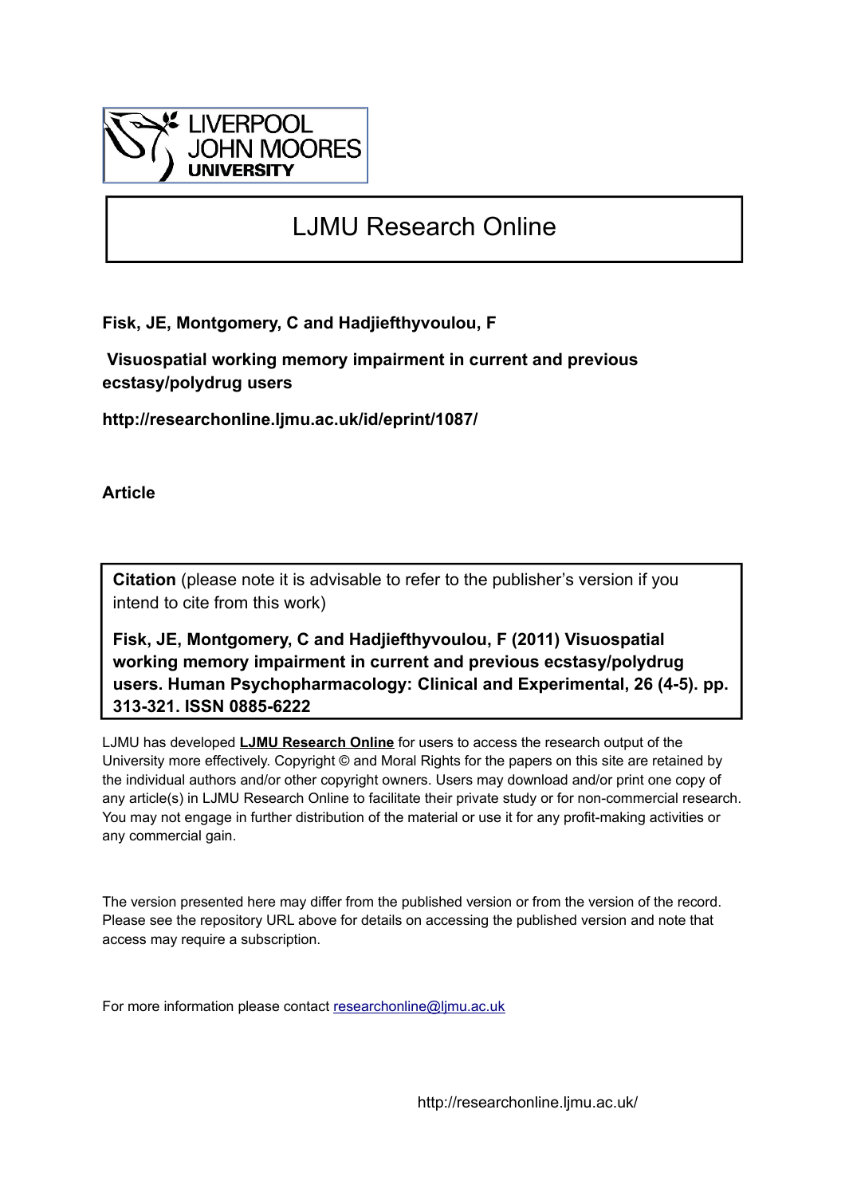# LJMU Research Online

**Fisk, JE, Montgomery, C and Hadjiefthyvoulou, F**

**Visuospatial working memory impairment in current and previous ecstasy/polydrug users**

**http://researchonline.ljmu.ac.uk/id/eprint/1087/**

**Article**

**Citation** (please note it is advisable to refer to the publisher's version if you intend to cite from this work)

**Fisk, JE, Montgomery, C and Hadjiefthyvoulou, F (2011) Visuospatial working memory impairment in current and previous ecstasy/polydrug users. Human Psychopharmacology: Clinical and Experimental, 26 (4-5). pp. 313-321. ISSN 0885-6222**

LJMU has developed **LJMU Research Online** for users to access the research output of the University more effectively. Copyright © and Moral Rights for the papers on this site are retained by the individual authors and/or other copyright owners. Users may download and/or print one copy of any article(s) in LJMU Research Online to facilitate their private study or for non-commercial research. You may not engage in further distribution of the material or use it for any profit-making activities or any commercial gain.

The version presented here may differ from the published version or from the version of the record. Please see the repository URL above for details on accessing the published version and note that access may require a subscription.

For more information please contact researchonline@ljmu.ac.uk

http://researchonline.ljmu.ac.uk/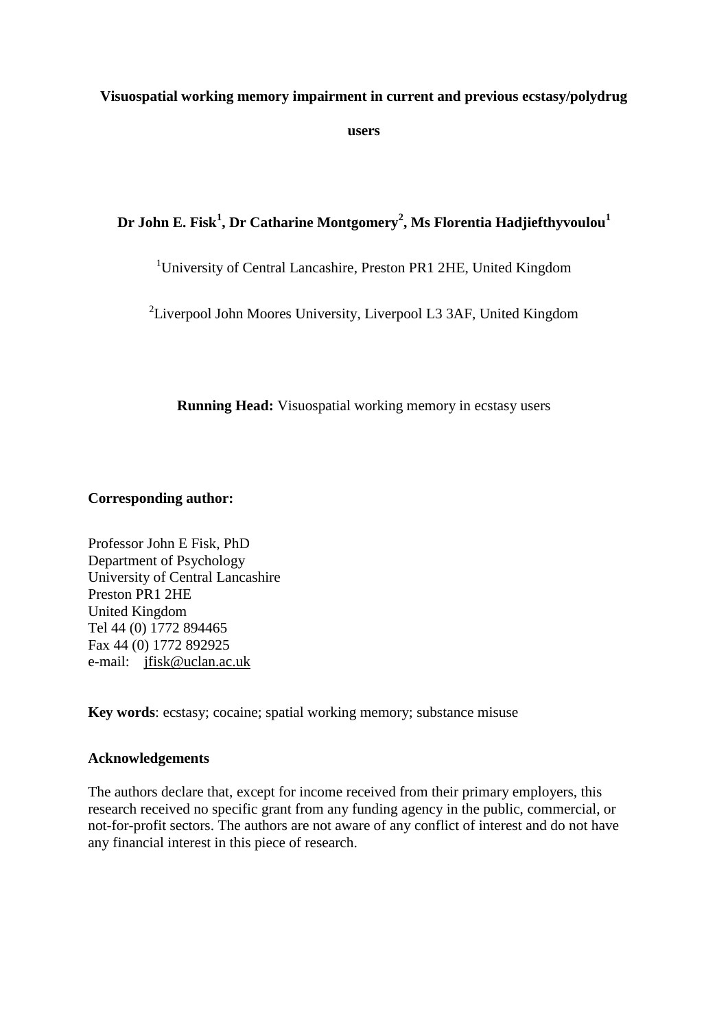**Visuospatial working memory impairment in current and previous ecstasy/polydrug users**

**Dr John E. Fisk[1], Dr Catharine Montgomery[2], Ms Florentia Hadjiefthyvoulou[1]**

[1]University of Central Lancashire, Preston PR1 2HE, United Kingdom

[2]Liverpool John Moores University, Liverpool L3 3AF, United Kingdom

**Running Head:** Visuospatial working memory in ecstasy users

**Corresponding author:**

Professor John E Fisk, PhD
Department of Psychology
University of Central Lancashire
Preston PR1 2HE
United Kingdom
Tel 44 (0) 1772 894465
Fax 44 (0) 1772 892925
e-mail: jfisk@uclan.ac.uk

**Key words**: ecstasy; cocaine; spatial working memory; substance misuse

**Acknowledgements**

The authors declare that, except for income received from their primary employers, this research received no specific grant from any funding agency in the public, commercial, or not-for-profit sectors. The authors are not aware of any conflict of interest and do not have any financial interest in this piece of research.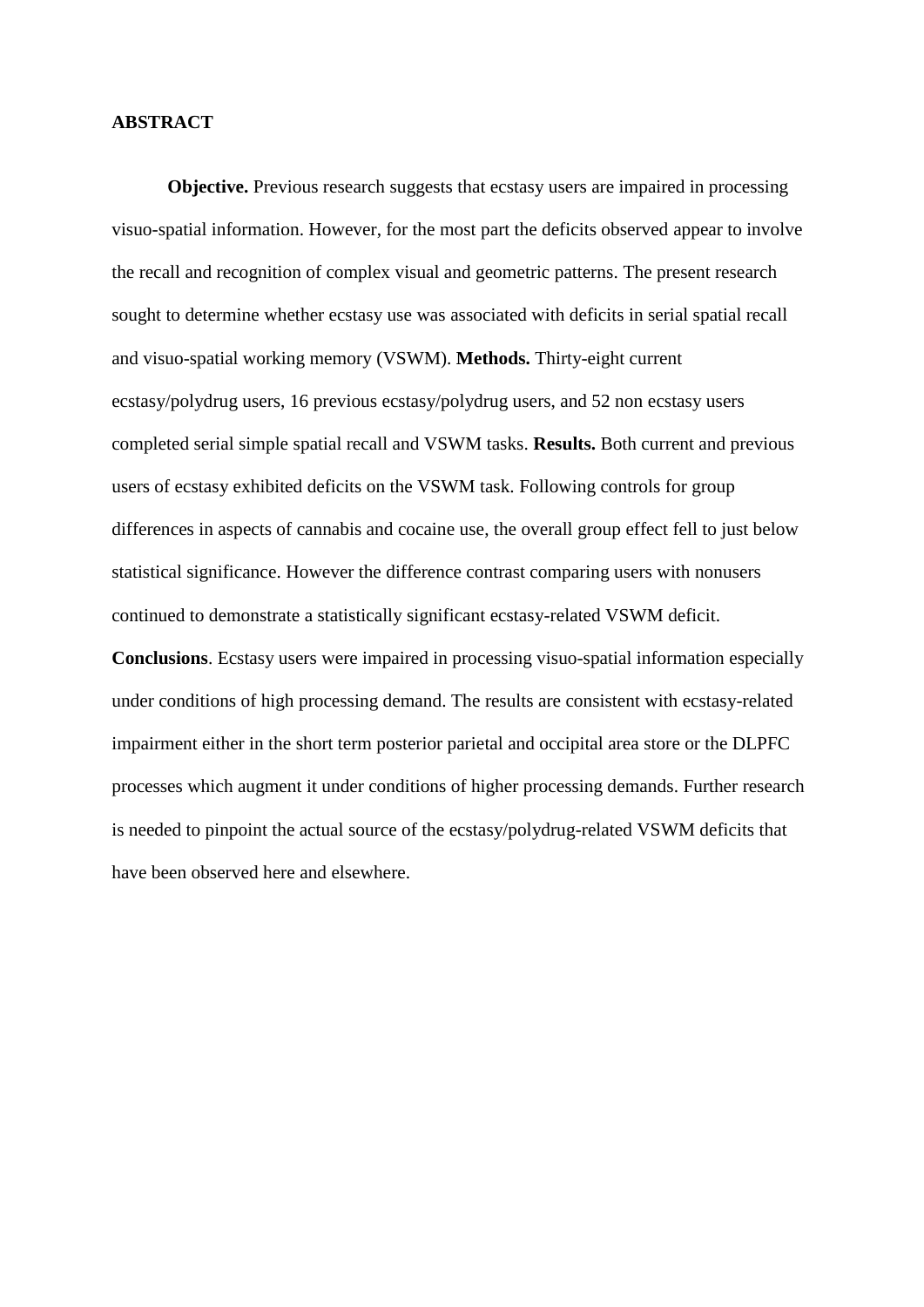**ABSTRACT**

**Objective.** Previous research suggests that ecstasy users are impaired in processing visuo-spatial information. However, for the most part the deficits observed appear to involve the recall and recognition of complex visual and geometric patterns. The present research sought to determine whether ecstasy use was associated with deficits in serial spatial recall and visuo-spatial working memory (VSWM). **Methods.** Thirty-eight current ecstasy/polydrug users, 16 previous ecstasy/polydrug users, and 52 non ecstasy users completed serial simple spatial recall and VSWM tasks. **Results.** Both current and previous users of ecstasy exhibited deficits on the VSWM task. Following controls for group differences in aspects of cannabis and cocaine use, the overall group effect fell to just below statistical significance. However the difference contrast comparing users with nonusers continued to demonstrate a statistically significant ecstasy-related VSWM deficit. **Conclusions**. Ecstasy users were impaired in processing visuo-spatial information especially under conditions of high processing demand. The results are consistent with ecstasy-related impairment either in the short term posterior parietal and occipital area store or the DLPFC processes which augment it under conditions of higher processing demands. Further research is needed to pinpoint the actual source of the ecstasy/polydrug-related VSWM deficits that have been observed here and elsewhere.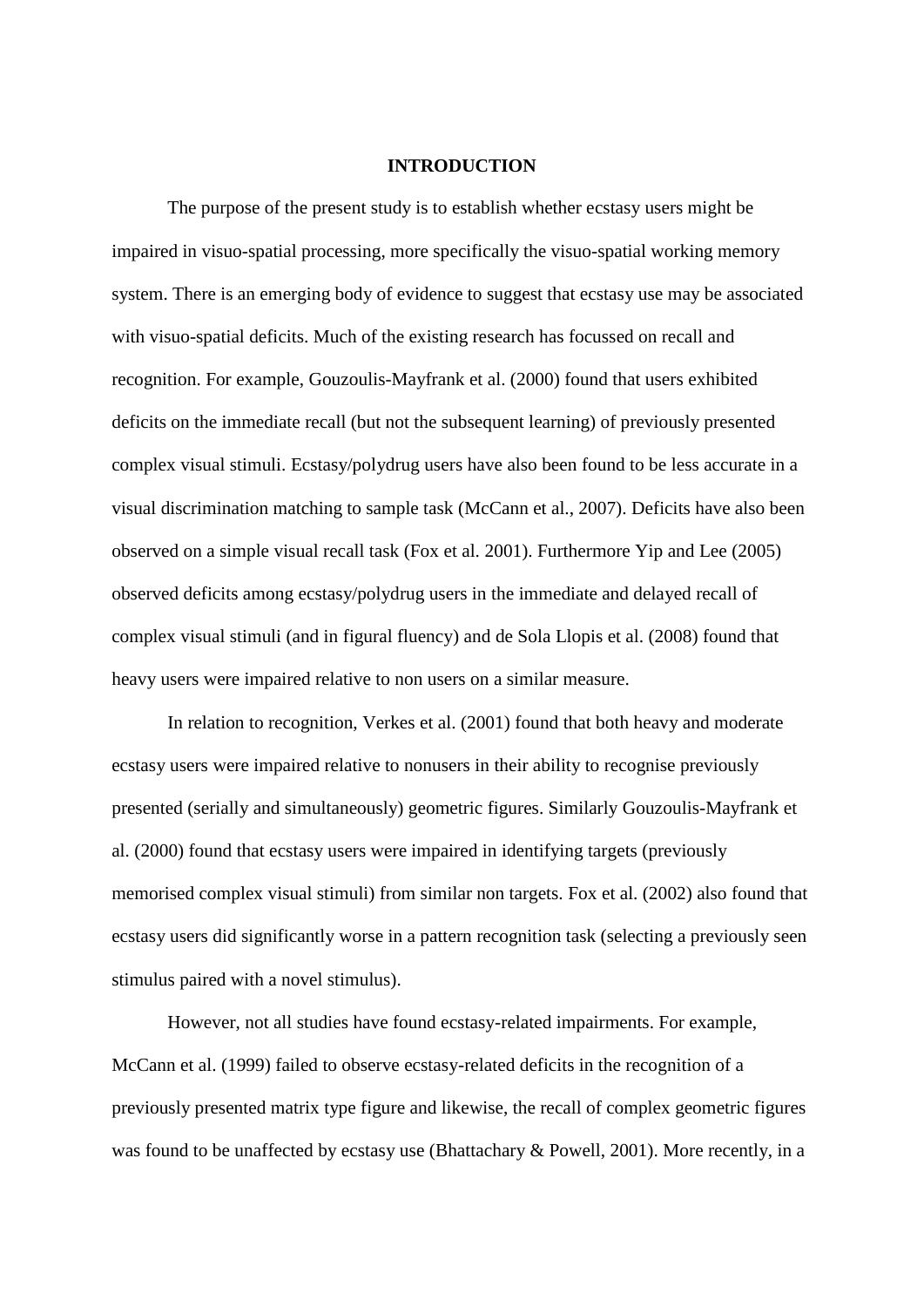# INTRODUCTION

The purpose of the present study is to establish whether ecstasy users might be impaired in visuo-spatial processing, more specifically the visuo-spatial working memory system. There is an emerging body of evidence to suggest that ecstasy use may be associated with visuo-spatial deficits. Much of the existing research has focussed on recall and recognition. For example, Gouzoulis-Mayfrank et al. (2000) found that users exhibited deficits on the immediate recall (but not the subsequent learning) of previously presented complex visual stimuli. Ecstasy/polydrug users have also been found to be less accurate in a visual discrimination matching to sample task (McCann et al., 2007). Deficits have also been observed on a simple visual recall task (Fox et al. 2001). Furthermore Yip and Lee (2005) observed deficits among ecstasy/polydrug users in the immediate and delayed recall of complex visual stimuli (and in figural fluency) and de Sola Llopis et al. (2008) found that heavy users were impaired relative to non users on a similar measure.

In relation to recognition, Verkes et al. (2001) found that both heavy and moderate ecstasy users were impaired relative to nonusers in their ability to recognise previously presented (serially and simultaneously) geometric figures. Similarly Gouzoulis-Mayfrank et al. (2000) found that ecstasy users were impaired in identifying targets (previously memorised complex visual stimuli) from similar non targets. Fox et al. (2002) also found that ecstasy users did significantly worse in a pattern recognition task (selecting a previously seen stimulus paired with a novel stimulus).

However, not all studies have found ecstasy-related impairments. For example, McCann et al. (1999) failed to observe ecstasy-related deficits in the recognition of a previously presented matrix type figure and likewise, the recall of complex geometric figures was found to be unaffected by ecstasy use (Bhattachary & Powell, 2001). More recently, in a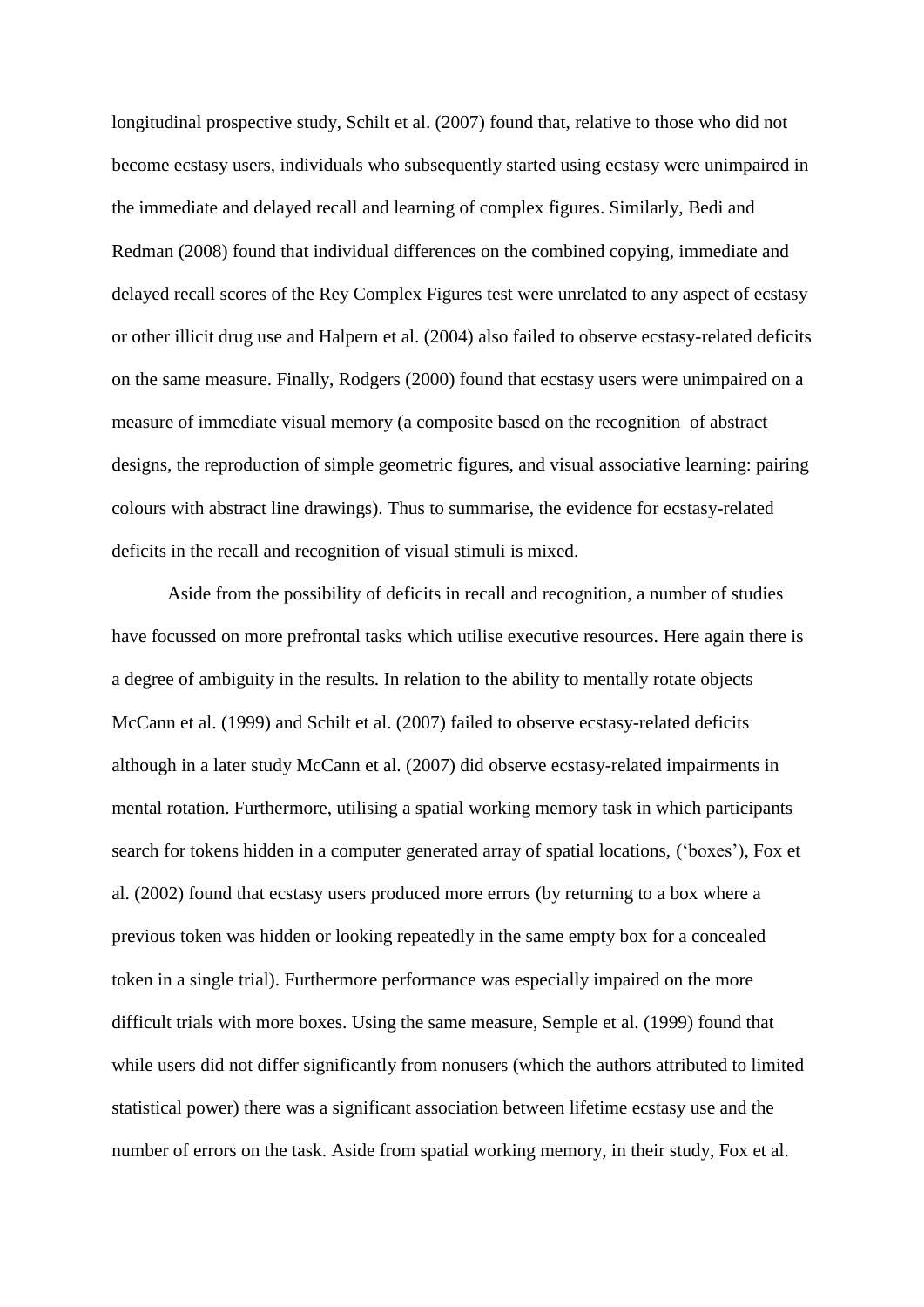longitudinal prospective study, Schilt et al. (2007) found that, relative to those who did not become ecstasy users, individuals who subsequently started using ecstasy were unimpaired in the immediate and delayed recall and learning of complex figures. Similarly, Bedi and Redman (2008) found that individual differences on the combined copying, immediate and delayed recall scores of the Rey Complex Figures test were unrelated to any aspect of ecstasy or other illicit drug use and Halpern et al. (2004) also failed to observe ecstasy-related deficits on the same measure. Finally, Rodgers (2000) found that ecstasy users were unimpaired on a measure of immediate visual memory (a composite based on the recognition of abstract designs, the reproduction of simple geometric figures, and visual associative learning: pairing colours with abstract line drawings). Thus to summarise, the evidence for ecstasy-related deficits in the recall and recognition of visual stimuli is mixed.

Aside from the possibility of deficits in recall and recognition, a number of studies have focussed on more prefrontal tasks which utilise executive resources. Here again there is a degree of ambiguity in the results. In relation to the ability to mentally rotate objects McCann et al. (1999) and Schilt et al. (2007) failed to observe ecstasy-related deficits although in a later study McCann et al. (2007) did observe ecstasy-related impairments in mental rotation. Furthermore, utilising a spatial working memory task in which participants search for tokens hidden in a computer generated array of spatial locations, ('boxes'), Fox et al. (2002) found that ecstasy users produced more errors (by returning to a box where a previous token was hidden or looking repeatedly in the same empty box for a concealed token in a single trial). Furthermore performance was especially impaired on the more difficult trials with more boxes. Using the same measure, Semple et al. (1999) found that while users did not differ significantly from nonusers (which the authors attributed to limited statistical power) there was a significant association between lifetime ecstasy use and the number of errors on the task. Aside from spatial working memory, in their study, Fox et al.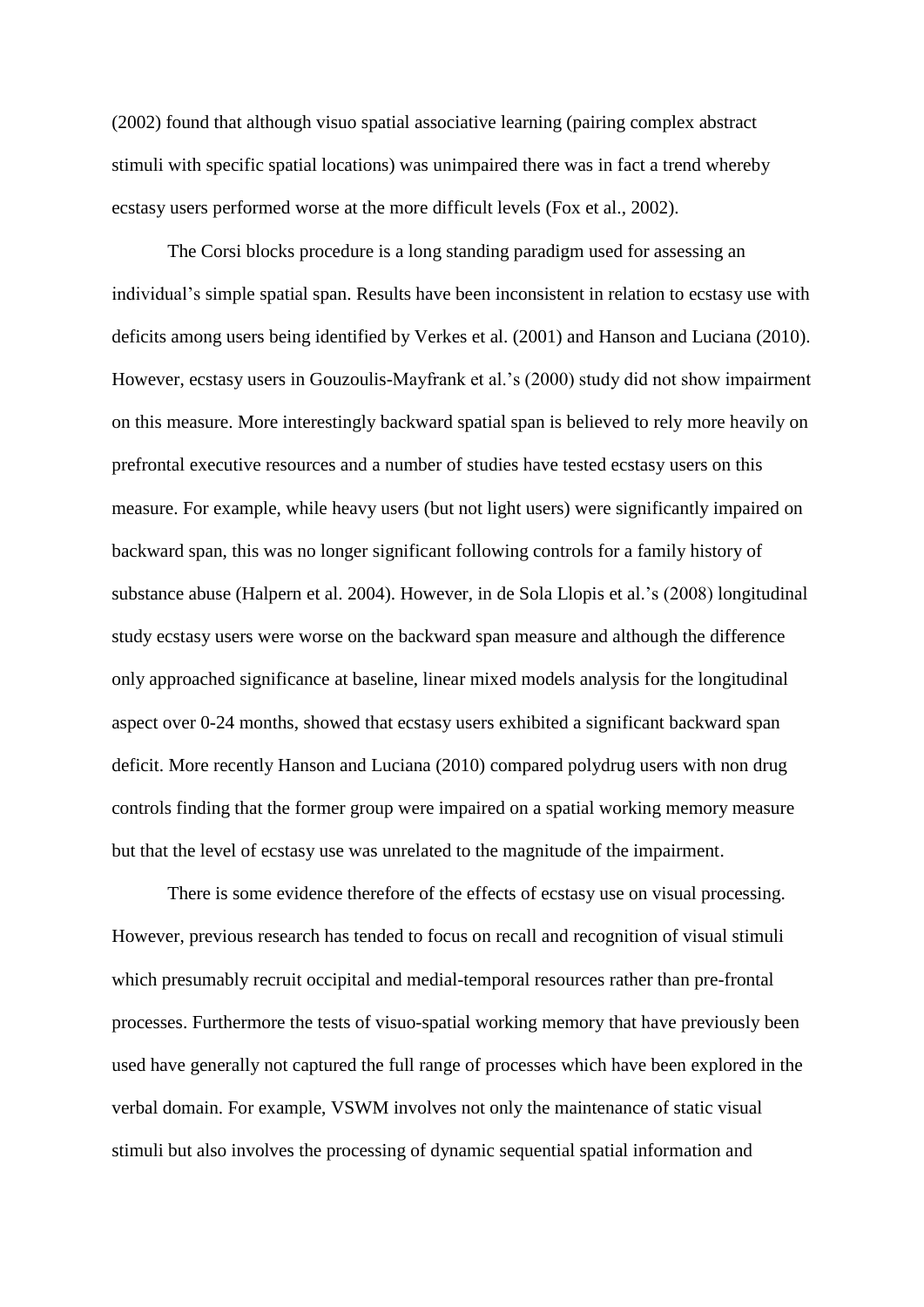(2002) found that although visuo spatial associative learning (pairing complex abstract stimuli with specific spatial locations) was unimpaired there was in fact a trend whereby ecstasy users performed worse at the more difficult levels (Fox et al., 2002).

The Corsi blocks procedure is a long standing paradigm used for assessing an individual's simple spatial span. Results have been inconsistent in relation to ecstasy use with deficits among users being identified by Verkes et al. (2001) and Hanson and Luciana (2010). However, ecstasy users in Gouzoulis-Mayfrank et al.'s (2000) study did not show impairment on this measure. More interestingly backward spatial span is believed to rely more heavily on prefrontal executive resources and a number of studies have tested ecstasy users on this measure. For example, while heavy users (but not light users) were significantly impaired on backward span, this was no longer significant following controls for a family history of substance abuse (Halpern et al. 2004). However, in de Sola Llopis et al.'s (2008) longitudinal study ecstasy users were worse on the backward span measure and although the difference only approached significance at baseline, linear mixed models analysis for the longitudinal aspect over 0-24 months, showed that ecstasy users exhibited a significant backward span deficit. More recently Hanson and Luciana (2010) compared polydrug users with non drug controls finding that the former group were impaired on a spatial working memory measure but that the level of ecstasy use was unrelated to the magnitude of the impairment.

There is some evidence therefore of the effects of ecstasy use on visual processing. However, previous research has tended to focus on recall and recognition of visual stimuli which presumably recruit occipital and medial-temporal resources rather than pre-frontal processes. Furthermore the tests of visuo-spatial working memory that have previously been used have generally not captured the full range of processes which have been explored in the verbal domain. For example, VSWM involves not only the maintenance of static visual stimuli but also involves the processing of dynamic sequential spatial information and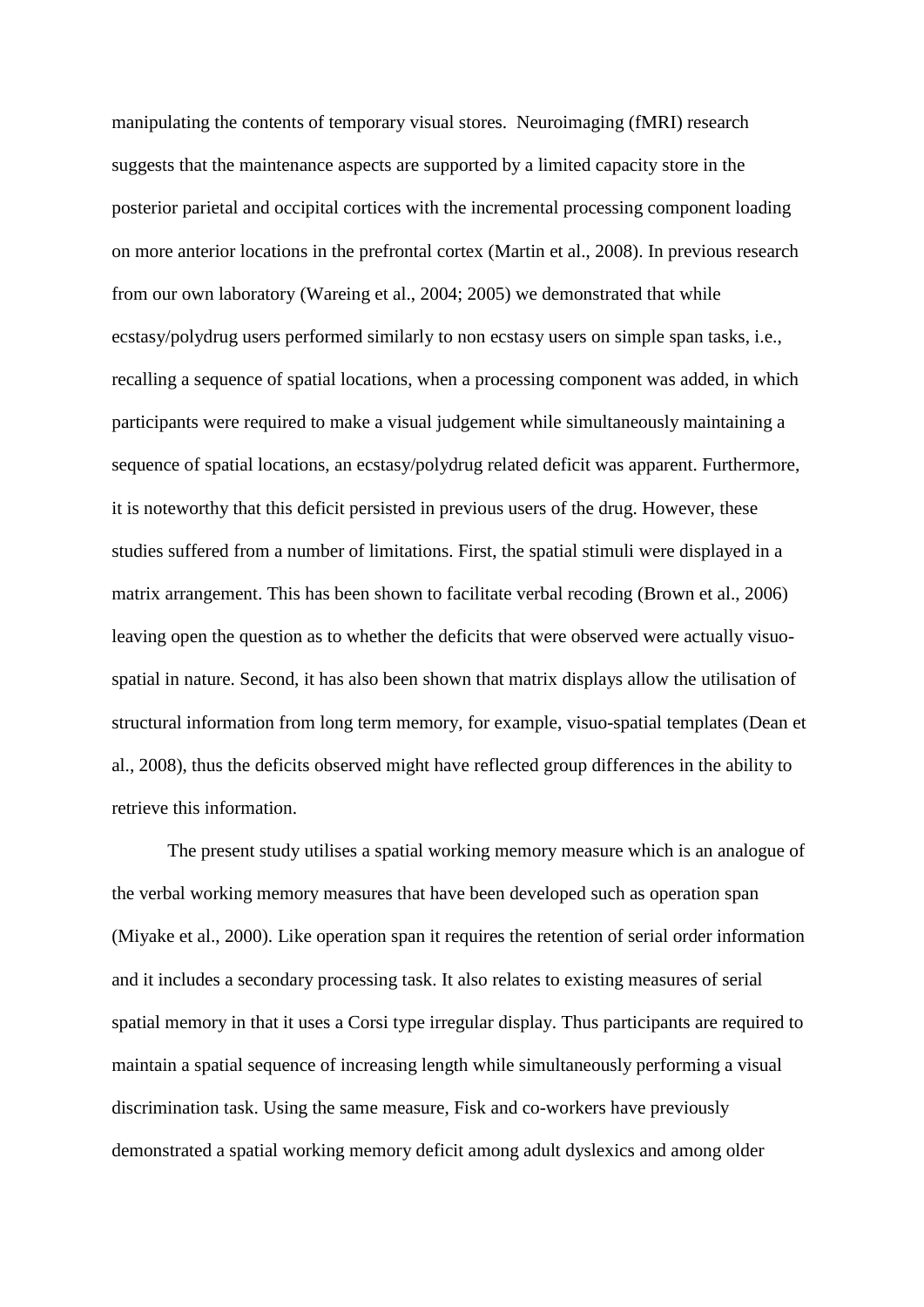manipulating the contents of temporary visual stores. Neuroimaging (fMRI) research suggests that the maintenance aspects are supported by a limited capacity store in the posterior parietal and occipital cortices with the incremental processing component loading on more anterior locations in the prefrontal cortex (Martin et al., 2008). In previous research from our own laboratory (Wareing et al., 2004; 2005) we demonstrated that while ecstasy/polydrug users performed similarly to non ecstasy users on simple span tasks, i.e., recalling a sequence of spatial locations, when a processing component was added, in which participants were required to make a visual judgement while simultaneously maintaining a sequence of spatial locations, an ecstasy/polydrug related deficit was apparent. Furthermore, it is noteworthy that this deficit persisted in previous users of the drug. However, these studies suffered from a number of limitations. First, the spatial stimuli were displayed in a matrix arrangement. This has been shown to facilitate verbal recoding (Brown et al., 2006) leaving open the question as to whether the deficits that were observed were actually visuo-spatial in nature. Second, it has also been shown that matrix displays allow the utilisation of structural information from long term memory, for example, visuo-spatial templates (Dean et al., 2008), thus the deficits observed might have reflected group differences in the ability to retrieve this information.

The present study utilises a spatial working memory measure which is an analogue of the verbal working memory measures that have been developed such as operation span (Miyake et al., 2000). Like operation span it requires the retention of serial order information and it includes a secondary processing task. It also relates to existing measures of serial spatial memory in that it uses a Corsi type irregular display. Thus participants are required to maintain a spatial sequence of increasing length while simultaneously performing a visual discrimination task. Using the same measure, Fisk and co-workers have previously demonstrated a spatial working memory deficit among adult dyslexics and among older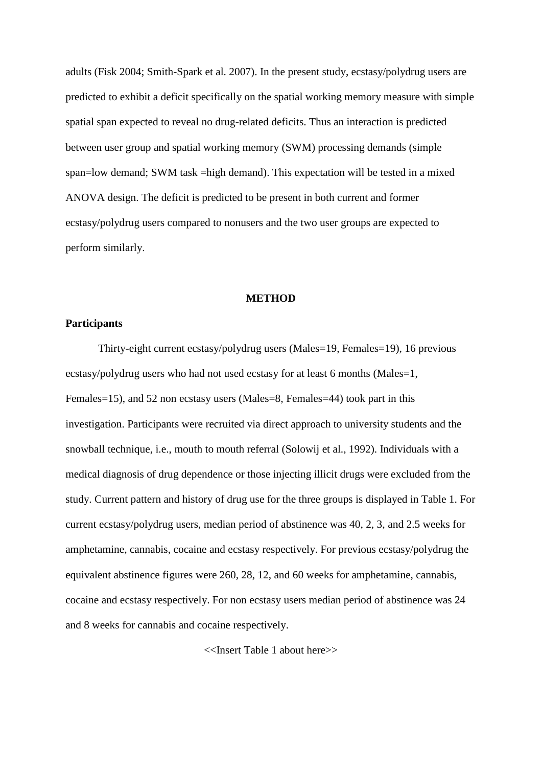adults (Fisk 2004; Smith-Spark et al. 2007). In the present study, ecstasy/polydrug users are predicted to exhibit a deficit specifically on the spatial working memory measure with simple spatial span expected to reveal no drug-related deficits. Thus an interaction is predicted between user group and spatial working memory (SWM) processing demands (simple span=low demand; SWM task =high demand). This expectation will be tested in a mixed ANOVA design. The deficit is predicted to be present in both current and former ecstasy/polydrug users compared to nonusers and the two user groups are expected to perform similarly.

## METHOD

### Participants

Thirty-eight current ecstasy/polydrug users (Males=19, Females=19), 16 previous ecstasy/polydrug users who had not used ecstasy for at least 6 months (Males=1, Females=15), and 52 non ecstasy users (Males=8, Females=44) took part in this investigation. Participants were recruited via direct approach to university students and the snowball technique, i.e., mouth to mouth referral (Solowij et al., 1992). Individuals with a medical diagnosis of drug dependence or those injecting illicit drugs were excluded from the study. Current pattern and history of drug use for the three groups is displayed in Table 1. For current ecstasy/polydrug users, median period of abstinence was 40, 2, 3, and 2.5 weeks for amphetamine, cannabis, cocaine and ecstasy respectively. For previous ecstasy/polydrug the equivalent abstinence figures were 260, 28, 12, and 60 weeks for amphetamine, cannabis, cocaine and ecstasy respectively. For non ecstasy users median period of abstinence was 24 and 8 weeks for cannabis and cocaine respectively.

<<Insert Table 1 about here>>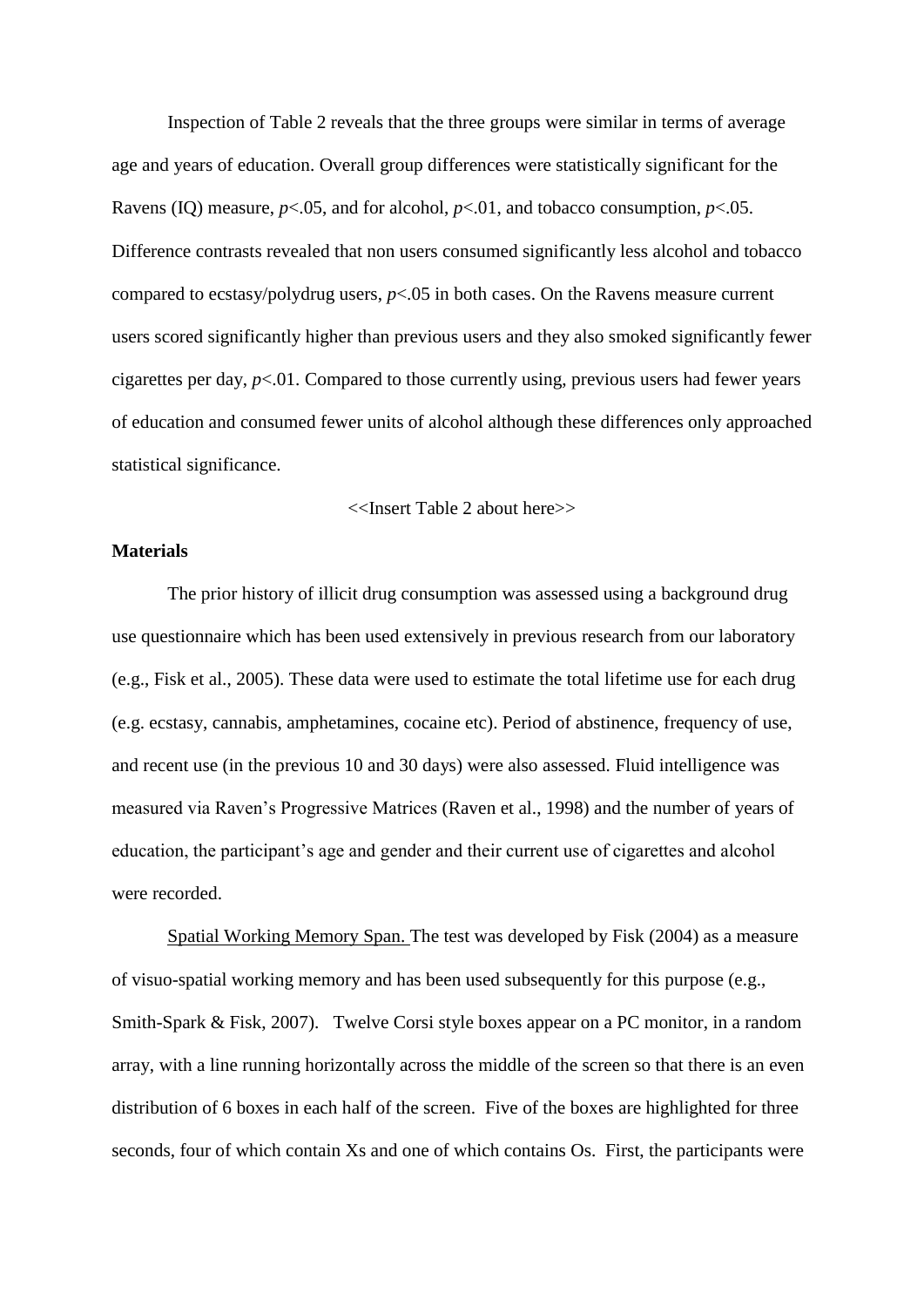Inspection of Table 2 reveals that the three groups were similar in terms of average age and years of education. Overall group differences were statistically significant for the Ravens (IQ) measure, $p<.05$, and for alcohol, $p<.01$, and tobacco consumption, $p<.05$. Difference contrasts revealed that non users consumed significantly less alcohol and tobacco compared to ecstasy/polydrug users, $p<.05$ in both cases. On the Ravens measure current users scored significantly higher than previous users and they also smoked significantly fewer cigarettes per day, $p<.01$. Compared to those currently using, previous users had fewer years of education and consumed fewer units of alcohol although these differences only approached statistical significance.

<<Insert Table 2 about here>>

**Materials**

The prior history of illicit drug consumption was assessed using a background drug use questionnaire which has been used extensively in previous research from our laboratory (e.g., Fisk et al., 2005). These data were used to estimate the total lifetime use for each drug (e.g. ecstasy, cannabis, amphetamines, cocaine etc). Period of abstinence, frequency of use, and recent use (in the previous 10 and 30 days) were also assessed. Fluid intelligence was measured via Raven's Progressive Matrices (Raven et al., 1998) and the number of years of education, the participant's age and gender and their current use of cigarettes and alcohol were recorded.

Spatial Working Memory Span. The test was developed by Fisk (2004) as a measure of visuo-spatial working memory and has been used subsequently for this purpose (e.g., Smith-Spark & Fisk, 2007). Twelve Corsi style boxes appear on a PC monitor, in a random array, with a line running horizontally across the middle of the screen so that there is an even distribution of 6 boxes in each half of the screen. Five of the boxes are highlighted for three seconds, four of which contain Xs and one of which contains Os. First, the participants were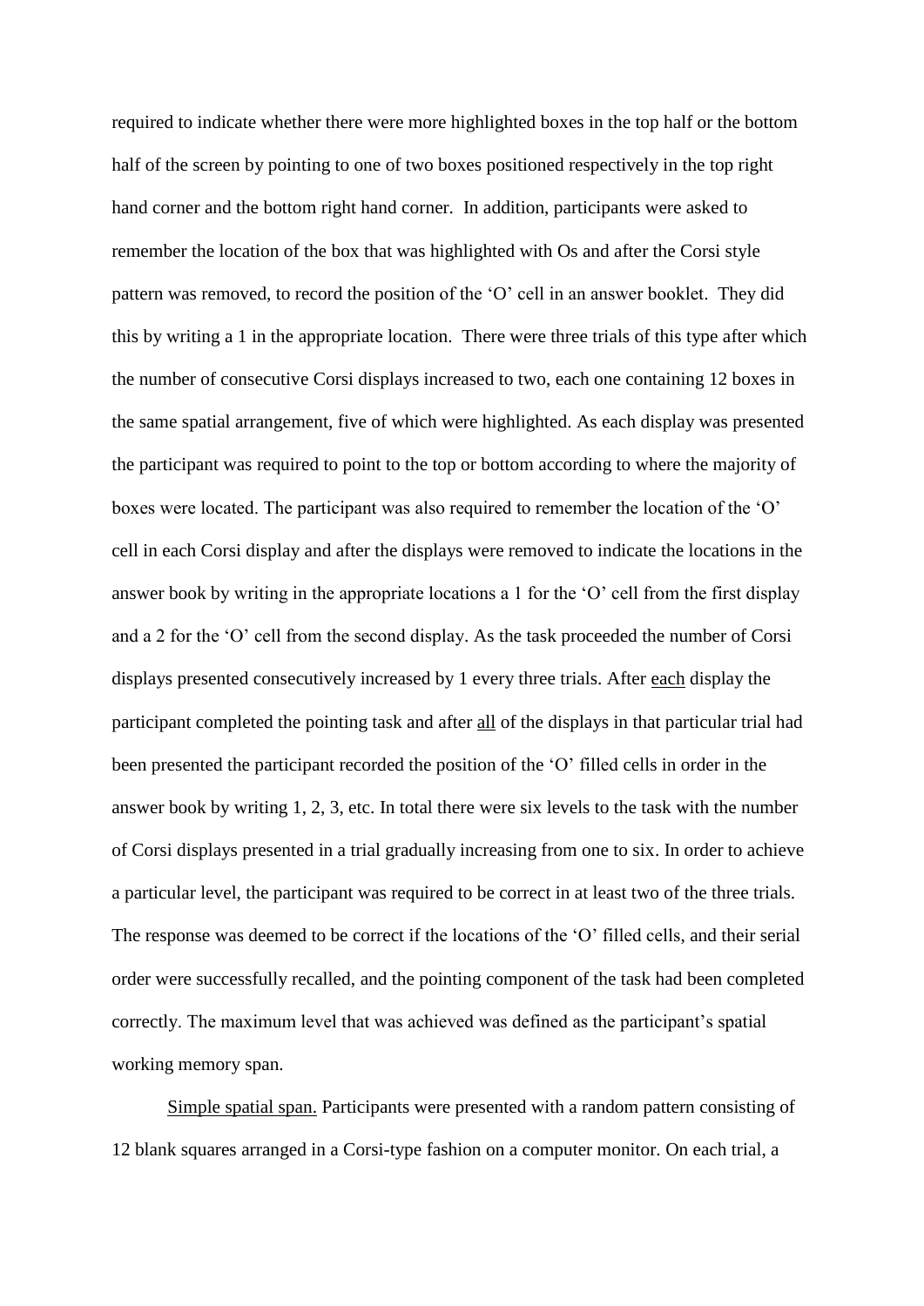required to indicate whether there were more highlighted boxes in the top half or the bottom half of the screen by pointing to one of two boxes positioned respectively in the top right hand corner and the bottom right hand corner. In addition, participants were asked to remember the location of the box that was highlighted with Os and after the Corsi style pattern was removed, to record the position of the 'O' cell in an answer booklet. They did this by writing a 1 in the appropriate location. There were three trials of this type after which the number of consecutive Corsi displays increased to two, each one containing 12 boxes in the same spatial arrangement, five of which were highlighted. As each display was presented the participant was required to point to the top or bottom according to where the majority of boxes were located. The participant was also required to remember the location of the 'O' cell in each Corsi display and after the displays were removed to indicate the locations in the answer book by writing in the appropriate locations a 1 for the 'O' cell from the first display and a 2 for the 'O' cell from the second display. As the task proceeded the number of Corsi displays presented consecutively increased by 1 every three trials. After <u>each</u> display the participant completed the pointing task and after <u>all</u> of the displays in that particular trial had been presented the participant recorded the position of the 'O' filled cells in order in the answer book by writing 1, 2, 3, etc. In total there were six levels to the task with the number of Corsi displays presented in a trial gradually increasing from one to six. In order to achieve a particular level, the participant was required to be correct in at least two of the three trials. The response was deemed to be correct if the locations of the 'O' filled cells, and their serial order were successfully recalled, and the pointing component of the task had been completed correctly. The maximum level that was achieved was defined as the participant's spatial working memory span.

<u>Simple spatial span.</u> Participants were presented with a random pattern consisting of 12 blank squares arranged in a Corsi-type fashion on a computer monitor. On each trial, a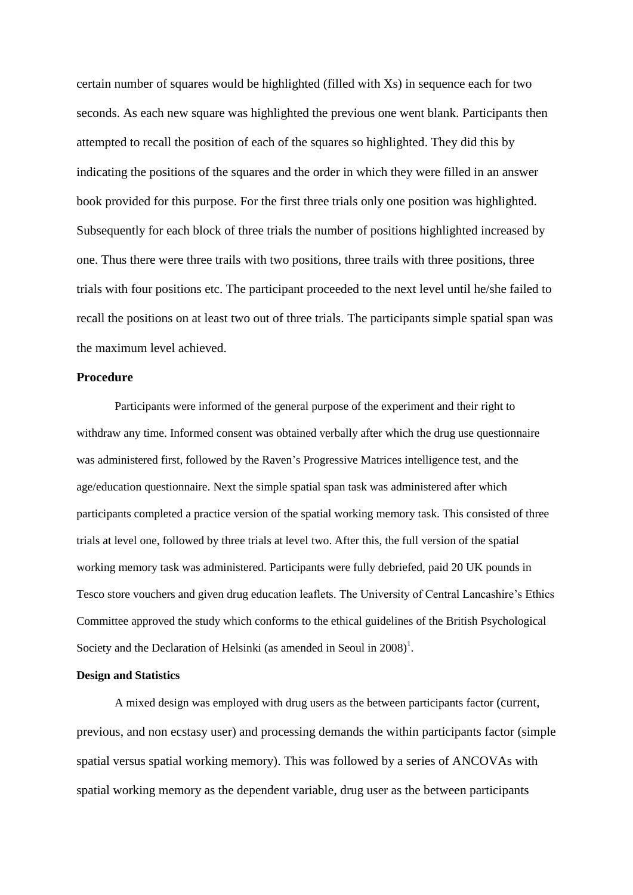certain number of squares would be highlighted (filled with Xs) in sequence each for two seconds. As each new square was highlighted the previous one went blank. Participants then attempted to recall the position of each of the squares so highlighted. They did this by indicating the positions of the squares and the order in which they were filled in an answer book provided for this purpose. For the first three trials only one position was highlighted. Subsequently for each block of three trials the number of positions highlighted increased by one. Thus there were three trails with two positions, three trails with three positions, three trials with four positions etc. The participant proceeded to the next level until he/she failed to recall the positions on at least two out of three trials. The participants simple spatial span was the maximum level achieved.

**Procedure**

Participants were informed of the general purpose of the experiment and their right to withdraw any time. Informed consent was obtained verbally after which the drug use questionnaire was administered first, followed by the Raven's Progressive Matrices intelligence test, and the age/education questionnaire. Next the simple spatial span task was administered after which participants completed a practice version of the spatial working memory task. This consisted of three trials at level one, followed by three trials at level two. After this, the full version of the spatial working memory task was administered. Participants were fully debriefed, paid 20 UK pounds in Tesco store vouchers and given drug education leaflets. The University of Central Lancashire's Ethics Committee approved the study which conforms to the ethical guidelines of the British Psychological Society and the Declaration of Helsinki (as amended in Seoul in 2008)[1].

**Design and Statistics**

A mixed design was employed with drug users as the between participants factor (current, previous, and non ecstasy user) and processing demands the within participants factor (simple spatial versus spatial working memory). This was followed by a series of ANCOVAs with spatial working memory as the dependent variable, drug user as the between participants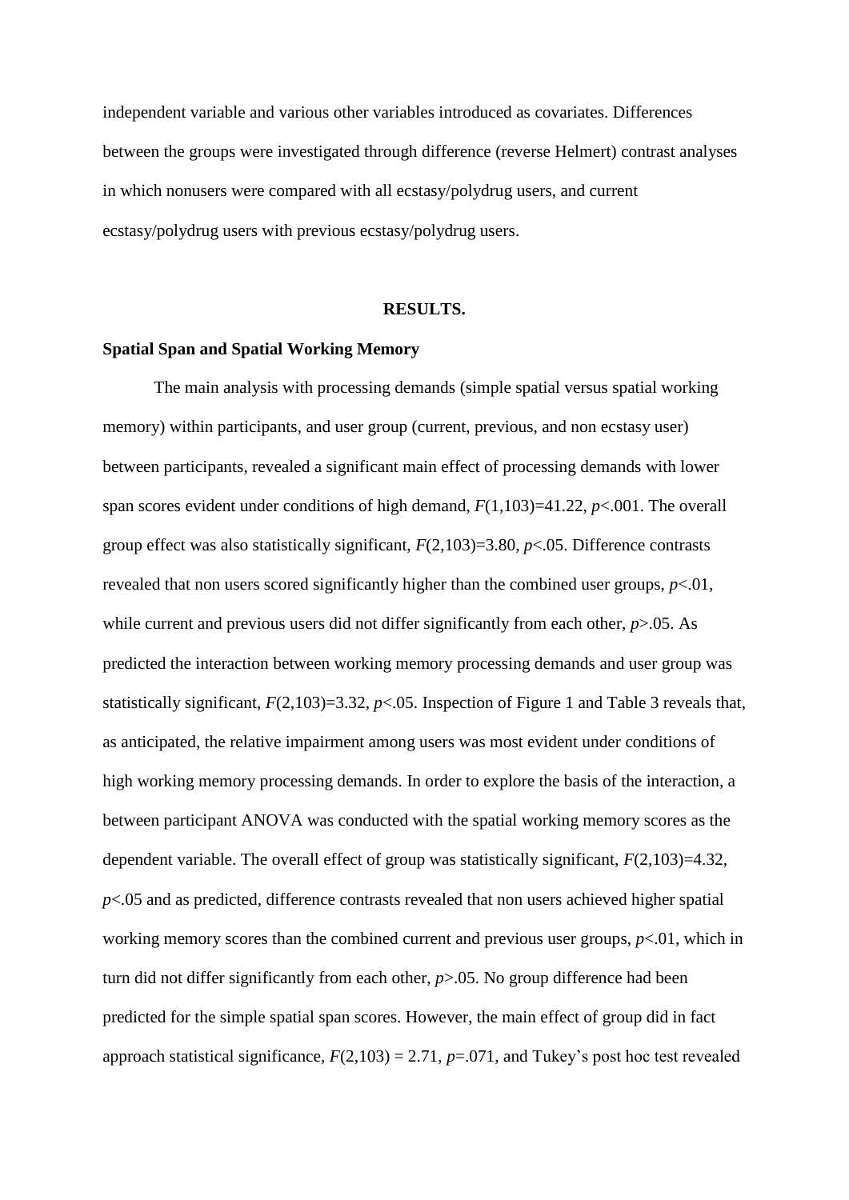independent variable and various other variables introduced as covariates. Differences between the groups were investigated through difference (reverse Helmert) contrast analyses in which nonusers were compared with all ecstasy/polydrug users, and current ecstasy/polydrug users with previous ecstasy/polydrug users.

## RESULTS.

### Spatial Span and Spatial Working Memory

The main analysis with processing demands (simple spatial versus spatial working memory) within participants, and user group (current, previous, and non ecstasy user) between participants, revealed a significant main effect of processing demands with lower span scores evident under conditions of high demand, $F(1,103)=41.22$, $p<.001$. The overall group effect was also statistically significant, $F(2,103)=3.80$, $p<.05$. Difference contrasts revealed that non users scored significantly higher than the combined user groups, $p<.01$, while current and previous users did not differ significantly from each other, $p>.05$. As predicted the interaction between working memory processing demands and user group was statistically significant, $F(2,103)=3.32$, $p<.05$. Inspection of Figure 1 and Table 3 reveals that, as anticipated, the relative impairment among users was most evident under conditions of high working memory processing demands. In order to explore the basis of the interaction, a between participant ANOVA was conducted with the spatial working memory scores as the dependent variable. The overall effect of group was statistically significant, $F(2,103)=4.32$, $p<.05$ and as predicted, difference contrasts revealed that non users achieved higher spatial working memory scores than the combined current and previous user groups, $p<.01$, which in turn did not differ significantly from each other, $p>.05$. No group difference had been predicted for the simple spatial span scores. However, the main effect of group did in fact approach statistical significance, $F(2,103) = 2.71$, $p=.071$, and Tukey's post hoc test revealed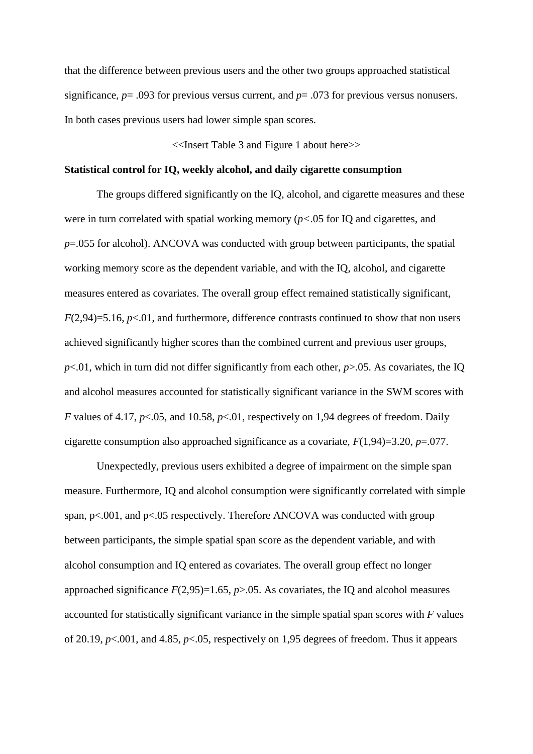that the difference between previous users and the other two groups approached statistical significance, $p = .093$ for previous versus current, and $p = .073$ for previous versus nonusers. In both cases previous users had lower simple span scores.

<<Insert Table 3 and Figure 1 about here>>

**Statistical control for IQ, weekly alcohol, and daily cigarette consumption**

The groups differed significantly on the IQ, alcohol, and cigarette measures and these were in turn correlated with spatial working memory ($p < .05$ for IQ and cigarettes, and $p = .055$ for alcohol). ANCOVA was conducted with group between participants, the spatial working memory score as the dependent variable, and with the IQ, alcohol, and cigarette measures entered as covariates. The overall group effect remained statistically significant, $F(2,94) = 5.16$, $p < .01$, and furthermore, difference contrasts continued to show that non users achieved significantly higher scores than the combined current and previous user groups, $p < .01$, which in turn did not differ significantly from each other, $p > .05$. As covariates, the IQ and alcohol measures accounted for statistically significant variance in the SWM scores with $F$ values of 4.17, $p < .05$, and 10.58, $p < .01$, respectively on 1,94 degrees of freedom. Daily cigarette consumption also approached significance as a covariate, $F(1,94) = 3.20$, $p = .077$.

Unexpectedly, previous users exhibited a degree of impairment on the simple span measure. Furthermore, IQ and alcohol consumption were significantly correlated with simple span, $p < .001$, and $p < .05$ respectively. Therefore ANCOVA was conducted with group between participants, the simple spatial span score as the dependent variable, and with alcohol consumption and IQ entered as covariates. The overall group effect no longer approached significance $F(2,95) = 1.65$, $p > .05$. As covariates, the IQ and alcohol measures accounted for statistically significant variance in the simple spatial span scores with $F$ values of 20.19, $p < .001$, and 4.85, $p < .05$, respectively on 1,95 degrees of freedom. Thus it appears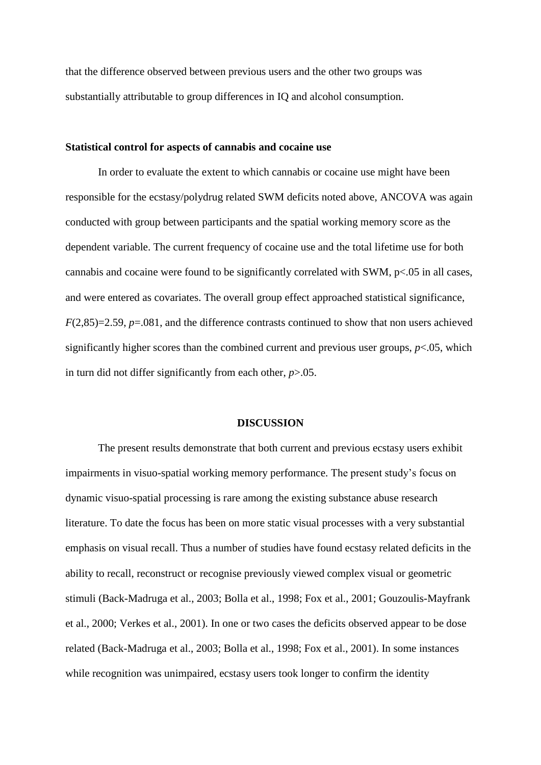that the difference observed between previous users and the other two groups was substantially attributable to group differences in IQ and alcohol consumption.

**Statistical control for aspects of cannabis and cocaine use**

In order to evaluate the extent to which cannabis or cocaine use might have been responsible for the ecstasy/polydrug related SWM deficits noted above, ANCOVA was again conducted with group between participants and the spatial working memory score as the dependent variable. The current frequency of cocaine use and the total lifetime use for both cannabis and cocaine were found to be significantly correlated with SWM, $p<.05$ in all cases, and were entered as covariates. The overall group effect approached statistical significance, $F(2,85)=2.59$, $p=.081$, and the difference contrasts continued to show that non users achieved significantly higher scores than the combined current and previous user groups, $p<.05$, which in turn did not differ significantly from each other, $p>.05$.

## DISCUSSION

The present results demonstrate that both current and previous ecstasy users exhibit impairments in visuo-spatial working memory performance. The present study's focus on dynamic visuo-spatial processing is rare among the existing substance abuse research literature. To date the focus has been on more static visual processes with a very substantial emphasis on visual recall. Thus a number of studies have found ecstasy related deficits in the ability to recall, reconstruct or recognise previously viewed complex visual or geometric stimuli (Back-Madruga et al., 2003; Bolla et al., 1998; Fox et al., 2001; Gouzoulis-Mayfrank et al., 2000; Verkes et al., 2001). In one or two cases the deficits observed appear to be dose related (Back-Madruga et al., 2003; Bolla et al., 1998; Fox et al., 2001). In some instances while recognition was unimpaired, ecstasy users took longer to confirm the identity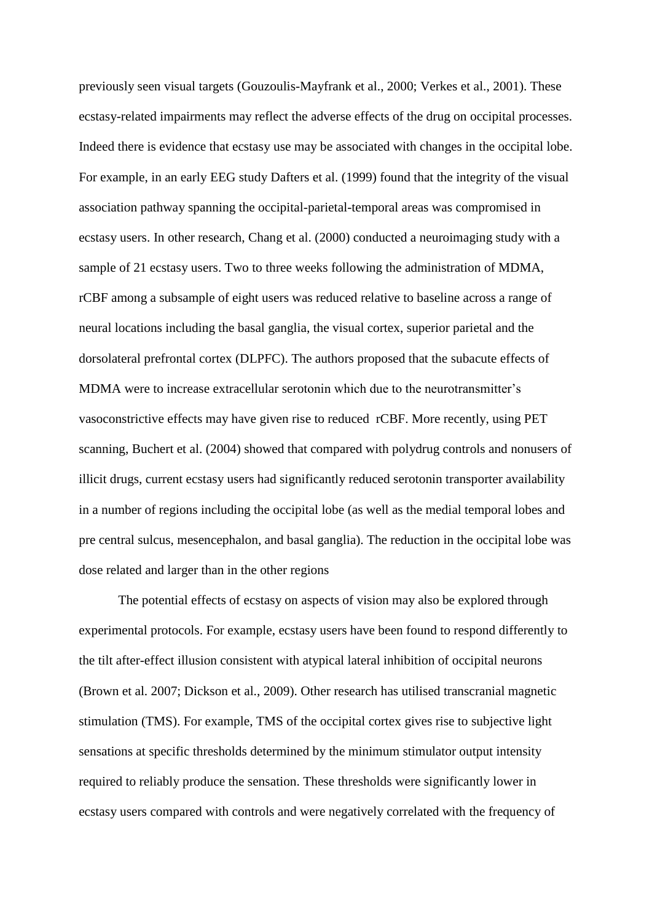previously seen visual targets (Gouzoulis-Mayfrank et al., 2000; Verkes et al., 2001). These ecstasy-related impairments may reflect the adverse effects of the drug on occipital processes. Indeed there is evidence that ecstasy use may be associated with changes in the occipital lobe. For example, in an early EEG study Dafters et al. (1999) found that the integrity of the visual association pathway spanning the occipital-parietal-temporal areas was compromised in ecstasy users. In other research, Chang et al. (2000) conducted a neuroimaging study with a sample of 21 ecstasy users. Two to three weeks following the administration of MDMA, rCBF among a subsample of eight users was reduced relative to baseline across a range of neural locations including the basal ganglia, the visual cortex, superior parietal and the dorsolateral prefrontal cortex (DLPFC). The authors proposed that the subacute effects of MDMA were to increase extracellular serotonin which due to the neurotransmitter's vasoconstrictive effects may have given rise to reduced rCBF. More recently, using PET scanning, Buchert et al. (2004) showed that compared with polydrug controls and nonusers of illicit drugs, current ecstasy users had significantly reduced serotonin transporter availability in a number of regions including the occipital lobe (as well as the medial temporal lobes and pre central sulcus, mesencephalon, and basal ganglia). The reduction in the occipital lobe was dose related and larger than in the other regions

The potential effects of ecstasy on aspects of vision may also be explored through experimental protocols. For example, ecstasy users have been found to respond differently to the tilt after-effect illusion consistent with atypical lateral inhibition of occipital neurons (Brown et al. 2007; Dickson et al., 2009). Other research has utilised transcranial magnetic stimulation (TMS). For example, TMS of the occipital cortex gives rise to subjective light sensations at specific thresholds determined by the minimum stimulator output intensity required to reliably produce the sensation. These thresholds were significantly lower in ecstasy users compared with controls and were negatively correlated with the frequency of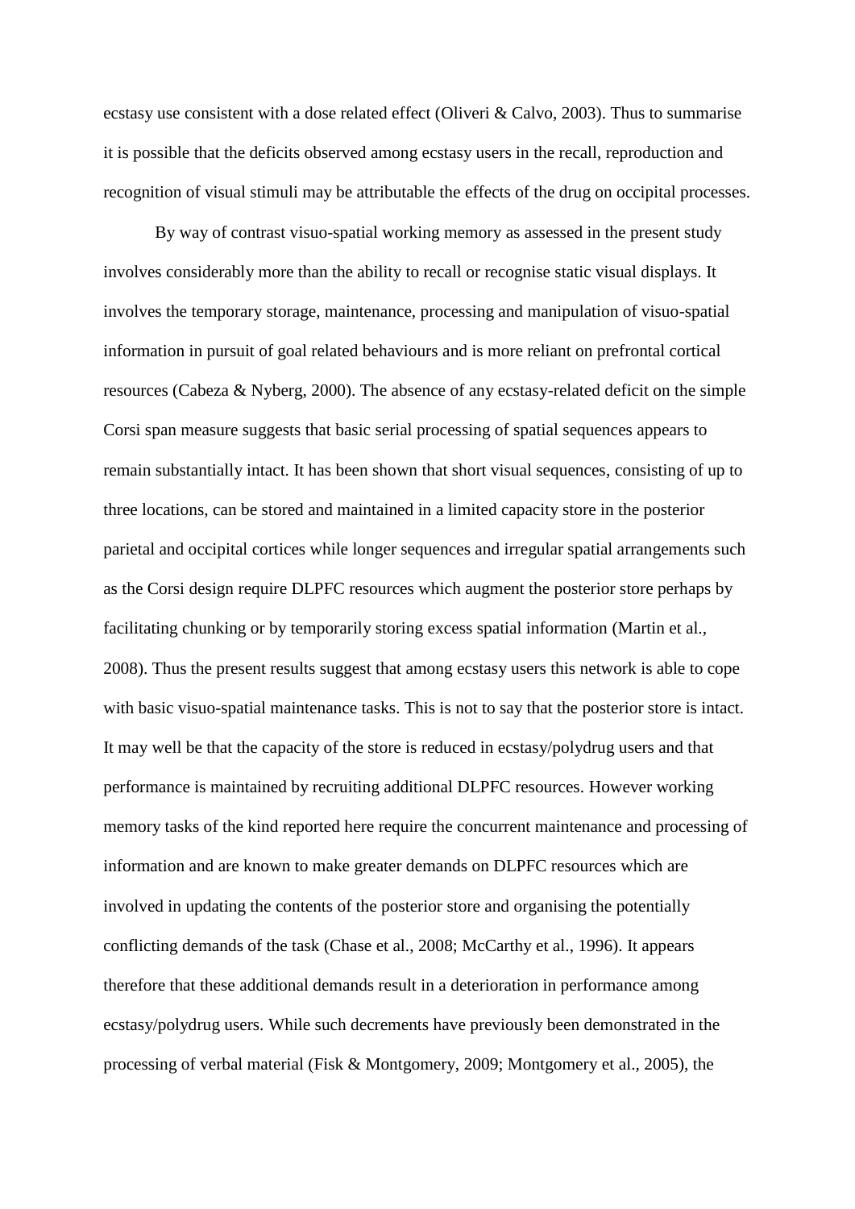ecstasy use consistent with a dose related effect (Oliveri & Calvo, 2003). Thus to summarise it is possible that the deficits observed among ecstasy users in the recall, reproduction and recognition of visual stimuli may be attributable the effects of the drug on occipital processes.

By way of contrast visuo-spatial working memory as assessed in the present study involves considerably more than the ability to recall or recognise static visual displays. It involves the temporary storage, maintenance, processing and manipulation of visuo-spatial information in pursuit of goal related behaviours and is more reliant on prefrontal cortical resources (Cabeza & Nyberg, 2000). The absence of any ecstasy-related deficit on the simple Corsi span measure suggests that basic serial processing of spatial sequences appears to remain substantially intact. It has been shown that short visual sequences, consisting of up to three locations, can be stored and maintained in a limited capacity store in the posterior parietal and occipital cortices while longer sequences and irregular spatial arrangements such as the Corsi design require DLPFC resources which augment the posterior store perhaps by facilitating chunking or by temporarily storing excess spatial information (Martin et al., 2008). Thus the present results suggest that among ecstasy users this network is able to cope with basic visuo-spatial maintenance tasks. This is not to say that the posterior store is intact. It may well be that the capacity of the store is reduced in ecstasy/polydrug users and that performance is maintained by recruiting additional DLPFC resources. However working memory tasks of the kind reported here require the concurrent maintenance and processing of information and are known to make greater demands on DLPFC resources which are involved in updating the contents of the posterior store and organising the potentially conflicting demands of the task (Chase et al., 2008; McCarthy et al., 1996). It appears therefore that these additional demands result in a deterioration in performance among ecstasy/polydrug users. While such decrements have previously been demonstrated in the processing of verbal material (Fisk & Montgomery, 2009; Montgomery et al., 2005), the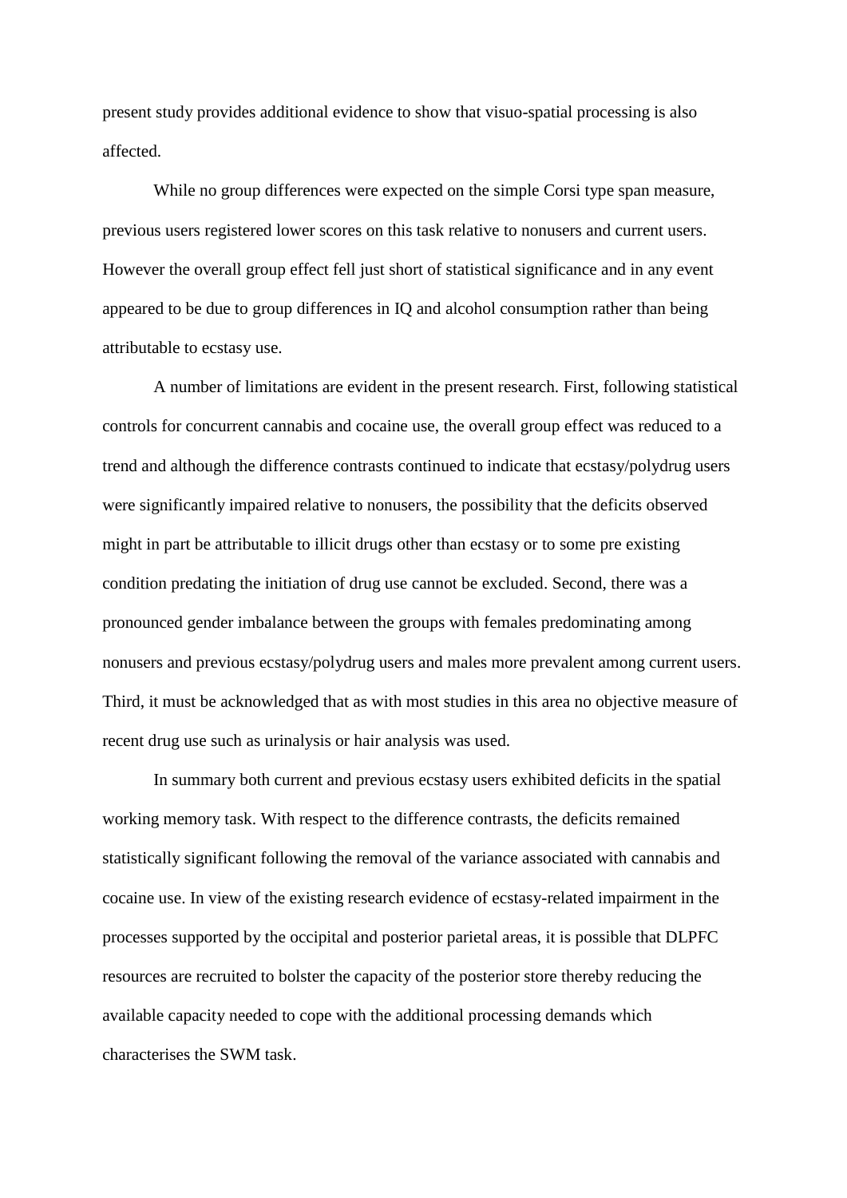present study provides additional evidence to show that visuo-spatial processing is also affected.

While no group differences were expected on the simple Corsi type span measure, previous users registered lower scores on this task relative to nonusers and current users. However the overall group effect fell just short of statistical significance and in any event appeared to be due to group differences in IQ and alcohol consumption rather than being attributable to ecstasy use.

A number of limitations are evident in the present research. First, following statistical controls for concurrent cannabis and cocaine use, the overall group effect was reduced to a trend and although the difference contrasts continued to indicate that ecstasy/polydrug users were significantly impaired relative to nonusers, the possibility that the deficits observed might in part be attributable to illicit drugs other than ecstasy or to some pre existing condition predating the initiation of drug use cannot be excluded. Second, there was a pronounced gender imbalance between the groups with females predominating among nonusers and previous ecstasy/polydrug users and males more prevalent among current users. Third, it must be acknowledged that as with most studies in this area no objective measure of recent drug use such as urinalysis or hair analysis was used.

In summary both current and previous ecstasy users exhibited deficits in the spatial working memory task. With respect to the difference contrasts, the deficits remained statistically significant following the removal of the variance associated with cannabis and cocaine use. In view of the existing research evidence of ecstasy-related impairment in the processes supported by the occipital and posterior parietal areas, it is possible that DLPFC resources are recruited to bolster the capacity of the posterior store thereby reducing the available capacity needed to cope with the additional processing demands which characterises the SWM task.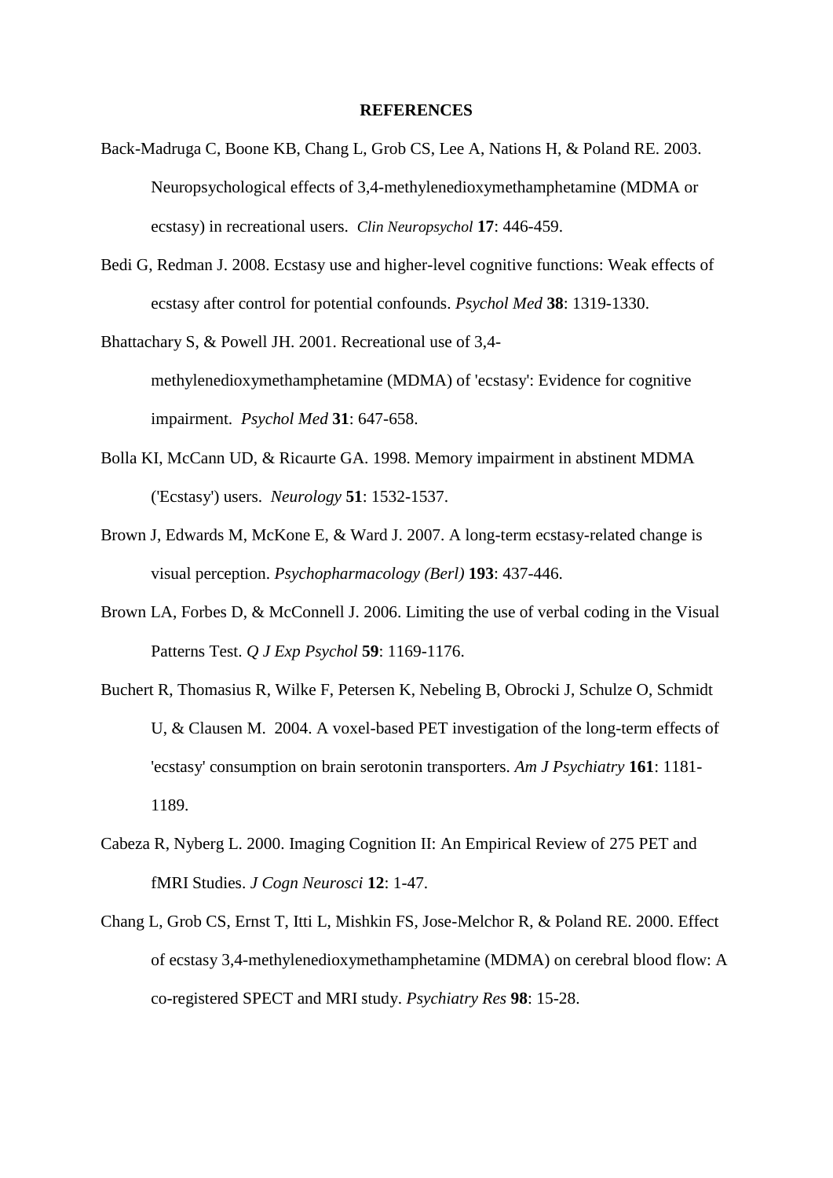**REFERENCES**

Back-Madruga C, Boone KB, Chang L, Grob CS, Lee A, Nations H, & Poland RE. 2003. Neuropsychological effects of 3,4-methylenedioxymethamphetamine (MDMA or ecstasy) in recreational users. *Clin Neuropsychol* **17**: 446-459.

Bedi G, Redman J. 2008. Ecstasy use and higher-level cognitive functions: Weak effects of ecstasy after control for potential confounds. *Psychol Med* **38**: 1319-1330.

Bhattachary S, & Powell JH. 2001. Recreational use of 3,4-methylenedioxymethamphetamine (MDMA) of 'ecstasy': Evidence for cognitive impairment. *Psychol Med* **31**: 647-658.

Bolla KI, McCann UD, & Ricaurte GA. 1998. Memory impairment in abstinent MDMA ('Ecstasy') users. *Neurology* **51**: 1532-1537.

Brown J, Edwards M, McKone E, & Ward J. 2007. A long-term ecstasy-related change is visual perception. *Psychopharmacology (Berl)* **193**: 437-446.

Brown LA, Forbes D, & McConnell J. 2006. Limiting the use of verbal coding in the Visual Patterns Test. *Q J Exp Psychol* **59**: 1169-1176.

Buchert R, Thomasius R, Wilke F, Petersen K, Nebeling B, Obrocki J, Schulze O, Schmidt U, & Clausen M. 2004. A voxel-based PET investigation of the long-term effects of 'ecstasy' consumption on brain serotonin transporters. *Am J Psychiatry* **161**: 1181-1189.

Cabeza R, Nyberg L. 2000. Imaging Cognition II: An Empirical Review of 275 PET and fMRI Studies. *J Cogn Neurosci* **12**: 1-47.

Chang L, Grob CS, Ernst T, Itti L, Mishkin FS, Jose-Melchor R, & Poland RE. 2000. Effect of ecstasy 3,4-methylenedioxymethamphetamine (MDMA) on cerebral blood flow: A co-registered SPECT and MRI study. *Psychiatry Res* **98**: 15-28.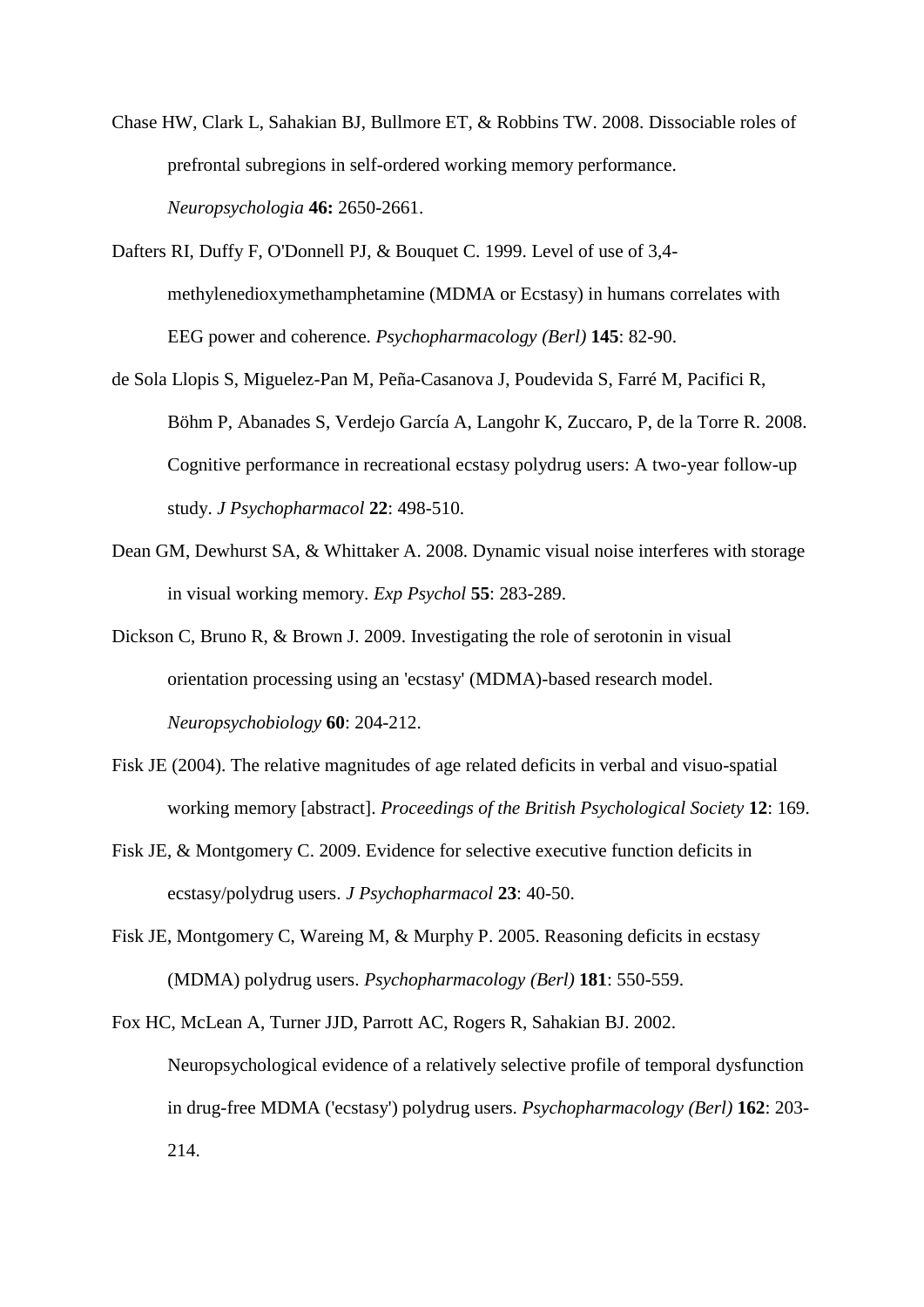Chase HW, Clark L, Sahakian BJ, Bullmore ET, & Robbins TW. 2008. Dissociable roles of prefrontal subregions in self-ordered working memory performance. *Neuropsychologia* **46:** 2650-2661.

Dafters RI, Duffy F, O'Donnell PJ, & Bouquet C. 1999. Level of use of 3,4-methylenedioxymethamphetamine (MDMA or Ecstasy) in humans correlates with EEG power and coherence. *Psychopharmacology (Berl)* **145**: 82-90.

de Sola Llopis S, Miguelez-Pan M, Peña-Casanova J, Poudevida S, Farré M, Pacifici R, Böhm P, Abanades S, Verdejo García A, Langohr K, Zuccaro, P, de la Torre R. 2008. Cognitive performance in recreational ecstasy polydrug users: A two-year follow-up study. *J Psychopharmacol* **22**: 498-510.

Dean GM, Dewhurst SA, & Whittaker A. 2008. Dynamic visual noise interferes with storage in visual working memory. *Exp Psychol* **55**: 283-289.

Dickson C, Bruno R, & Brown J. 2009. Investigating the role of serotonin in visual orientation processing using an 'ecstasy' (MDMA)-based research model. *Neuropsychobiology* **60**: 204-212.

Fisk JE (2004). The relative magnitudes of age related deficits in verbal and visuo-spatial working memory [abstract]. *Proceedings of the British Psychological Society* **12**: 169.

Fisk JE, & Montgomery C. 2009. Evidence for selective executive function deficits in ecstasy/polydrug users. *J Psychopharmacol* **23**: 40-50.

Fisk JE, Montgomery C, Wareing M, & Murphy P. 2005. Reasoning deficits in ecstasy (MDMA) polydrug users. *Psychopharmacology (Berl)* **181**: 550-559.

Fox HC, McLean A, Turner JJD, Parrott AC, Rogers R, Sahakian BJ. 2002. Neuropsychological evidence of a relatively selective profile of temporal dysfunction in drug-free MDMA ('ecstasy') polydrug users. *Psychopharmacology (Berl)* **162**: 203-214.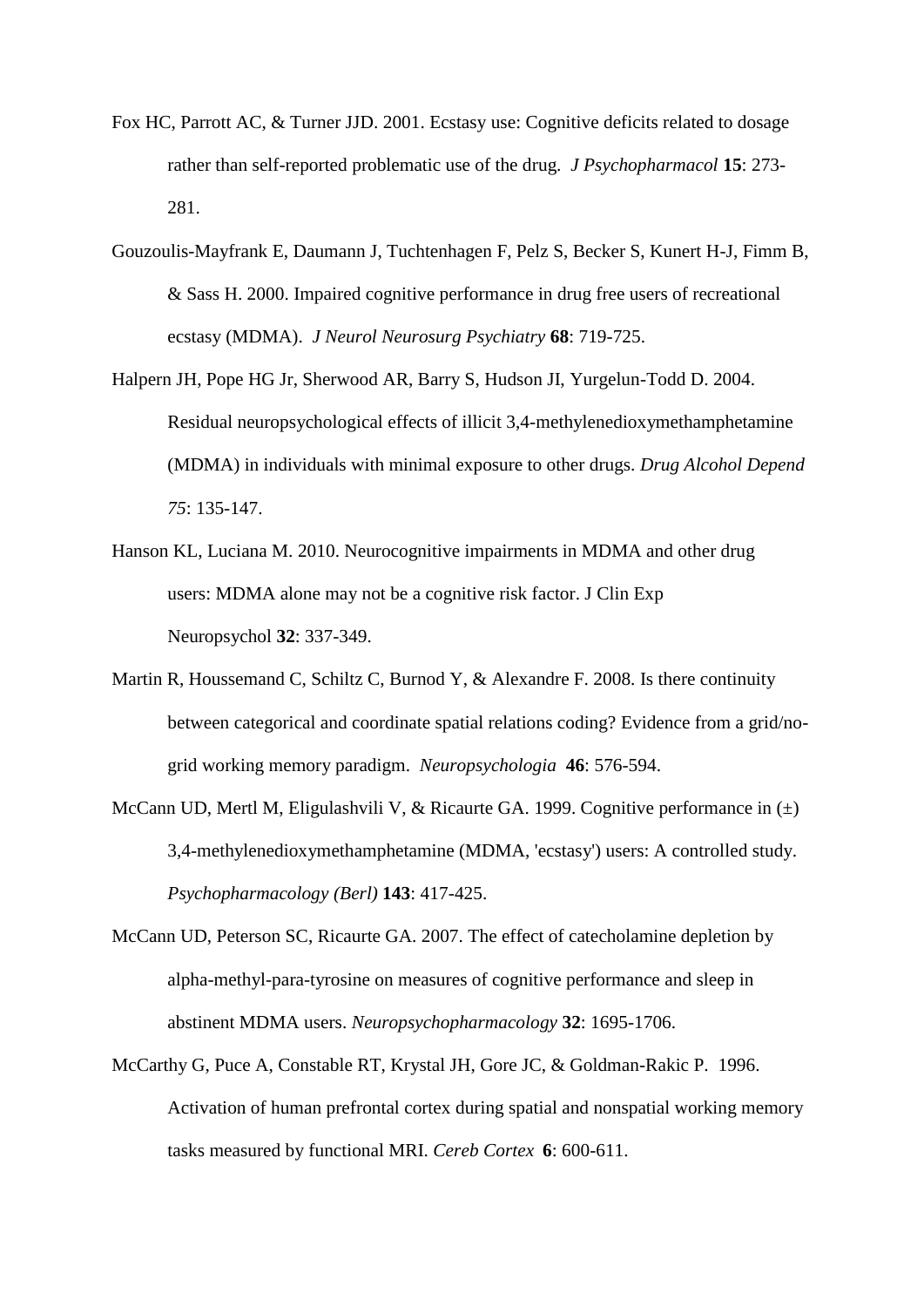Fox HC, Parrott AC, & Turner JJD. 2001. Ecstasy use: Cognitive deficits related to dosage rather than self-reported problematic use of the drug. *J Psychopharmacol* **15**: 273-281.

Gouzoulis-Mayfrank E, Daumann J, Tuchtenhagen F, Pelz S, Becker S, Kunert H-J, Fimm B, & Sass H. 2000. Impaired cognitive performance in drug free users of recreational ecstasy (MDMA). *J Neurol Neurosurg Psychiatry* **68**: 719-725.

Halpern JH, Pope HG Jr, Sherwood AR, Barry S, Hudson JI, Yurgelun-Todd D. 2004. Residual neuropsychological effects of illicit 3,4-methylenedioxymethamphetamine (MDMA) in individuals with minimal exposure to other drugs. *Drug Alcohol Depend 75*: 135-147.

Hanson KL, Luciana M. 2010. Neurocognitive impairments in MDMA and other drug users: MDMA alone may not be a cognitive risk factor. J Clin Exp Neuropsychol **32**: 337-349.

Martin R, Houssemand C, Schiltz C, Burnod Y, & Alexandre F. 2008. Is there continuity between categorical and coordinate spatial relations coding? Evidence from a grid/no-grid working memory paradigm. *Neuropsychologia* **46**: 576-594.

McCann UD, Mertl M, Eligulashvili V, & Ricaurte GA. 1999. Cognitive performance in (±) 3,4-methylenedioxymethamphetamine (MDMA, 'ecstasy') users: A controlled study. *Psychopharmacology (Berl)* **143**: 417-425.

McCann UD, Peterson SC, Ricaurte GA. 2007. The effect of catecholamine depletion by alpha-methyl-para-tyrosine on measures of cognitive performance and sleep in abstinent MDMA users. *Neuropsychopharmacology* **32**: 1695-1706.

McCarthy G, Puce A, Constable RT, Krystal JH, Gore JC, & Goldman-Rakic P. 1996. Activation of human prefrontal cortex during spatial and nonspatial working memory tasks measured by functional MRI. *Cereb Cortex* **6**: 600-611.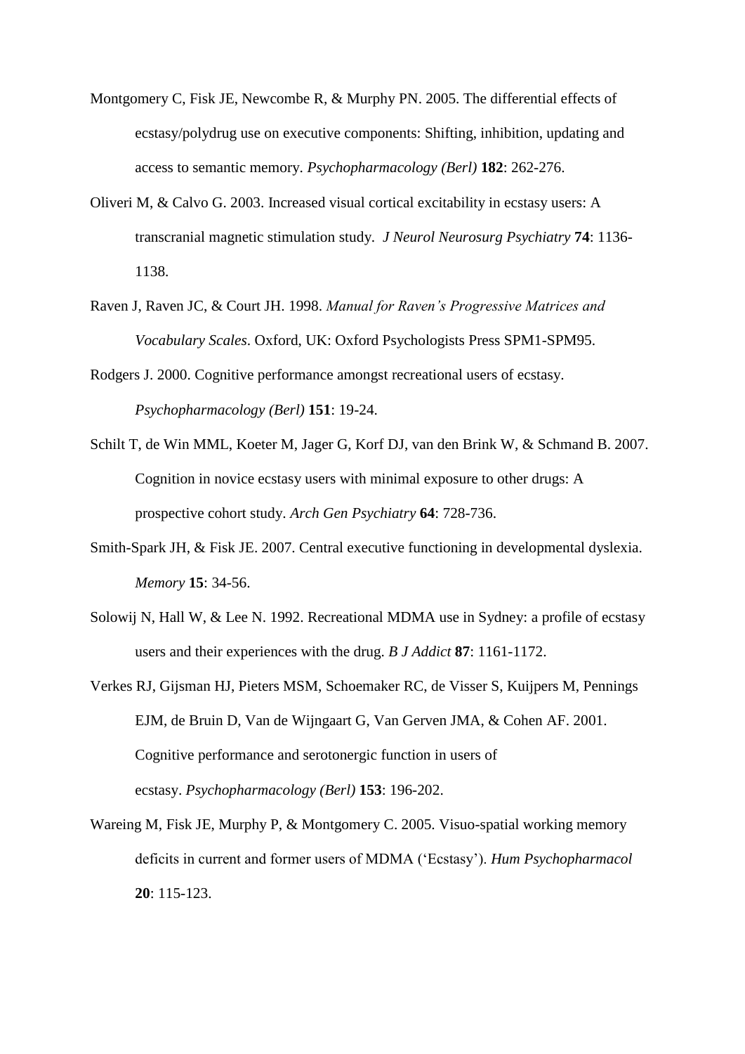Montgomery C, Fisk JE, Newcombe R, & Murphy PN. 2005. The differential effects of ecstasy/polydrug use on executive components: Shifting, inhibition, updating and access to semantic memory. *Psychopharmacology (Berl)* **182**: 262-276.

Oliveri M, & Calvo G. 2003. Increased visual cortical excitability in ecstasy users: A transcranial magnetic stimulation study. *J Neurol Neurosurg Psychiatry* **74**: 1136-1138.

Raven J, Raven JC, & Court JH. 1998. *Manual for Raven's Progressive Matrices and Vocabulary Scales*. Oxford, UK: Oxford Psychologists Press SPM1-SPM95.

Rodgers J. 2000. Cognitive performance amongst recreational users of ecstasy. *Psychopharmacology (Berl)* **151**: 19-24.

Schilt T, de Win MML, Koeter M, Jager G, Korf DJ, van den Brink W, & Schmand B. 2007. Cognition in novice ecstasy users with minimal exposure to other drugs: A prospective cohort study. *Arch Gen Psychiatry* **64**: 728-736.

Smith-Spark JH, & Fisk JE. 2007. Central executive functioning in developmental dyslexia. *Memory* **15**: 34-56.

Solowij N, Hall W, & Lee N. 1992. Recreational MDMA use in Sydney: a profile of ecstasy users and their experiences with the drug. *B J Addict* **87**: 1161-1172.

Verkes RJ, Gijsman HJ, Pieters MSM, Schoemaker RC, de Visser S, Kuijpers M, Pennings EJM, de Bruin D, Van de Wijngaart G, Van Gerven JMA, & Cohen AF. 2001. Cognitive performance and serotonergic function in users of ecstasy. *Psychopharmacology (Berl)* **153**: 196-202.

Wareing M, Fisk JE, Murphy P, & Montgomery C. 2005. Visuo-spatial working memory deficits in current and former users of MDMA ('Ecstasy'). *Hum Psychopharmacol* **20**: 115-123.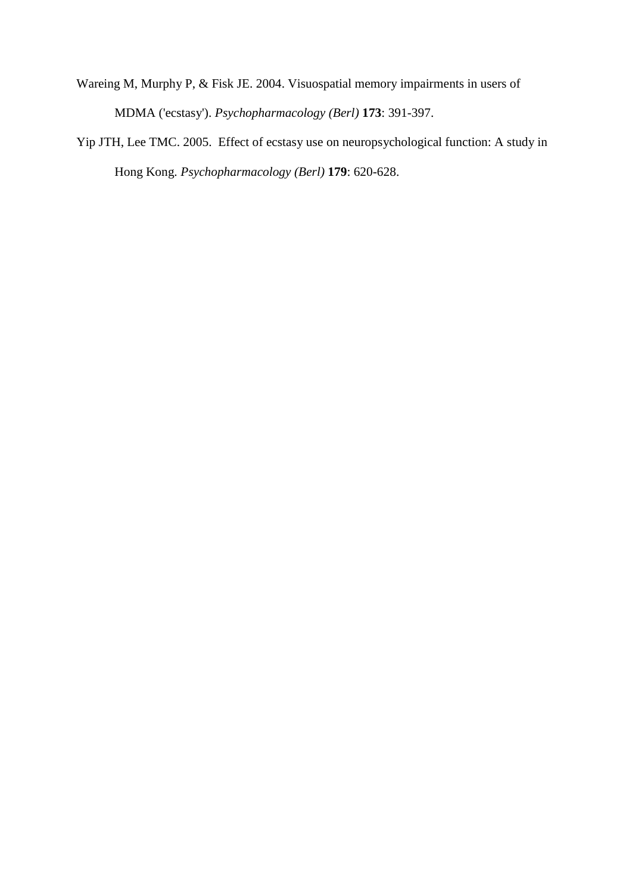Wareing M, Murphy P, & Fisk JE. 2004. Visuospatial memory impairments in users of MDMA ('ecstasy'). *Psychopharmacology (Berl)* **173**: 391-397.

Yip JTH, Lee TMC. 2005. Effect of ecstasy use on neuropsychological function: A study in Hong Kong. *Psychopharmacology (Berl)* **179**: 620-628.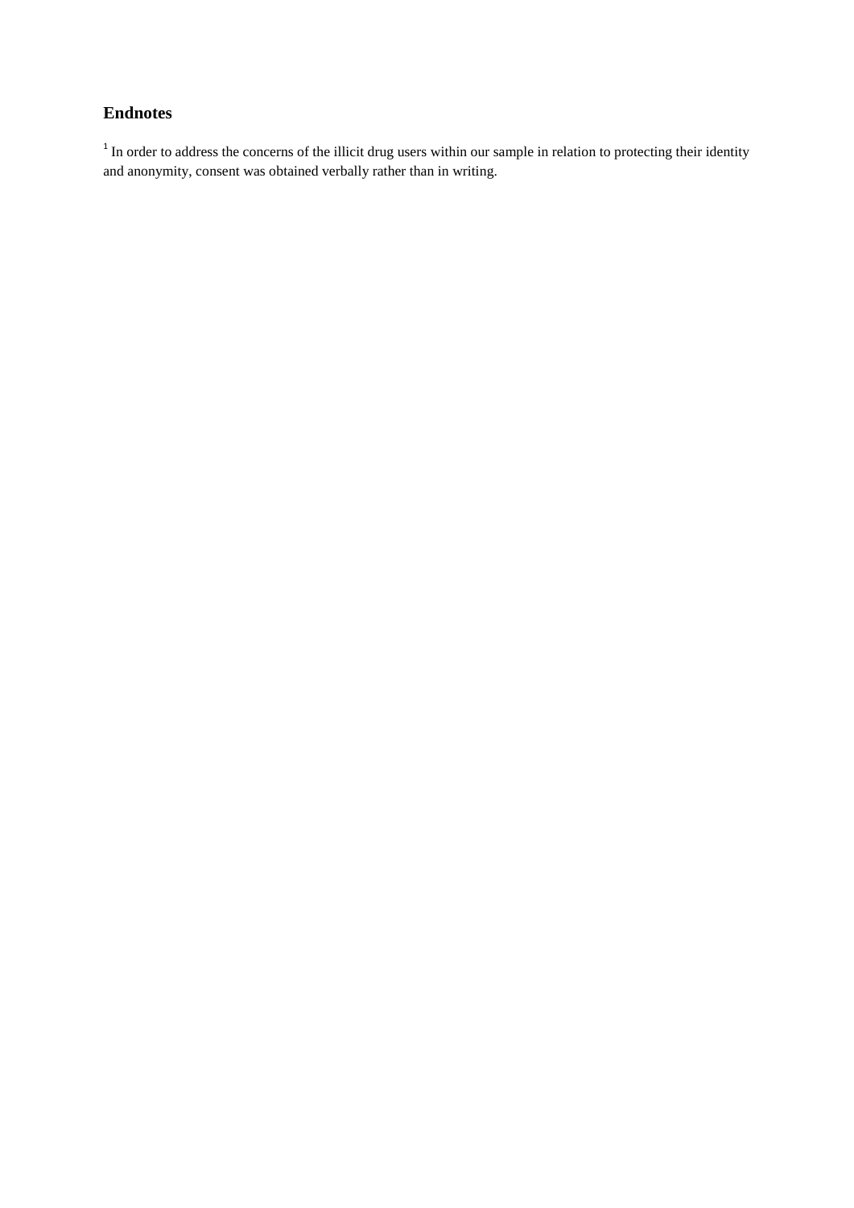## Endnotes

[1] In order to address the concerns of the illicit drug users within our sample in relation to protecting their identity and anonymity, consent was obtained verbally rather than in writing.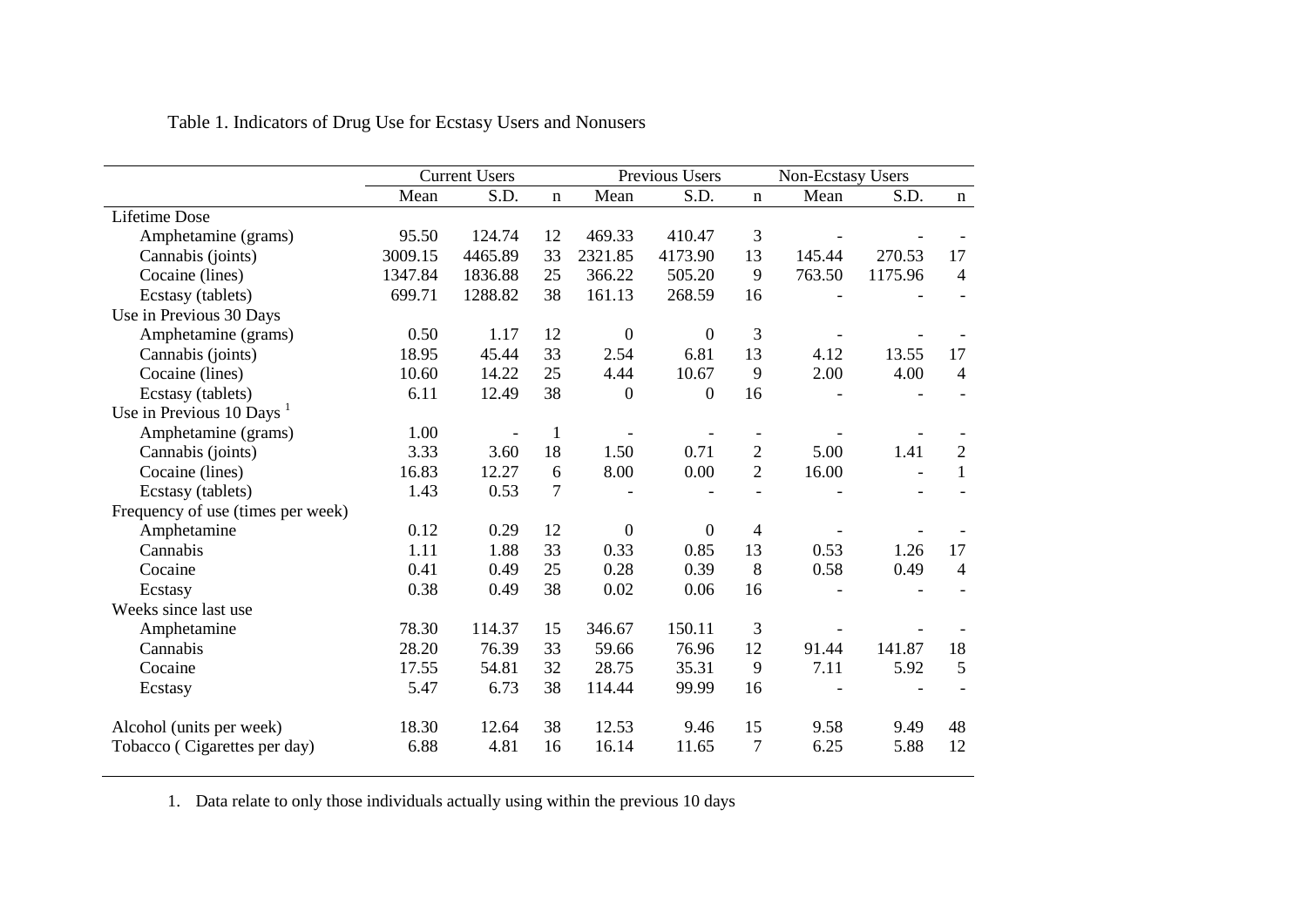Table 1. Indicators of Drug Use for Ecstasy Users and Nonusers

| | Current Users | | | Previous Users | | | Non-Ecstasy Users | | |
|---|---|---|---|---|---|---|---|---|---|
| | Mean | S.D. | n | Mean | S.D. | n | Mean | S.D. | n |
| Lifetime Dose | | | | | | | | | |
| Amphetamine (grams) | 95.50 | 124.74 | 12 | 469.33 | 410.47 | 3 | - | - | - |
| Cannabis (joints) | 3009.15 | 4465.89 | 33 | 2321.85 | 4173.90 | 13 | 145.44 | 270.53 | 17 |
| Cocaine (lines) | 1347.84 | 1836.88 | 25 | 366.22 | 505.20 | 9 | 763.50 | 1175.96 | 4 |
| Ecstasy (tablets) | 699.71 | 1288.82 | 38 | 161.13 | 268.59 | 16 | - | - | - |
| Use in Previous 30 Days | | | | | | | | | |
| Amphetamine (grams) | 0.50 | 1.17 | 12 | 0 | 0 | 3 | - | - | - |
| Cannabis (joints) | 18.95 | 45.44 | 33 | 2.54 | 6.81 | 13 | 4.12 | 13.55 | 17 |
| Cocaine (lines) | 10.60 | 14.22 | 25 | 4.44 | 10.67 | 9 | 2.00 | 4.00 | 4 |
| Ecstasy (tablets) | 6.11 | 12.49 | 38 | 0 | 0 | 16 | - | - | - |
| Use in Previous 10 Days [1] | | | | | | | | | |
| Amphetamine (grams) | 1.00 | - | 1 | - | - | - | - | - | - |
| Cannabis (joints) | 3.33 | 3.60 | 18 | 1.50 | 0.71 | 2 | 5.00 | 1.41 | 2 |
| Cocaine (lines) | 16.83 | 12.27 | 6 | 8.00 | 0.00 | 2 | 16.00 | - | 1 |
| Ecstasy (tablets) | 1.43 | 0.53 | 7 | - | - | - | - | - | - |
| Frequency of use (times per week) | | | | | | | | | |
| Amphetamine | 0.12 | 0.29 | 12 | 0 | 0 | 4 | - | - | - |
| Cannabis | 1.11 | 1.88 | 33 | 0.33 | 0.85 | 13 | 0.53 | 1.26 | 17 |
| Cocaine | 0.41 | 0.49 | 25 | 0.28 | 0.39 | 8 | 0.58 | 0.49 | 4 |
| Ecstasy | 0.38 | 0.49 | 38 | 0.02 | 0.06 | 16 | - | - | - |
| Weeks since last use | | | | | | | | | |
| Amphetamine | 78.30 | 114.37 | 15 | 346.67 | 150.11 | 3 | - | - | - |
| Cannabis | 28.20 | 76.39 | 33 | 59.66 | 76.96 | 12 | 91.44 | 141.87 | 18 |
| Cocaine | 17.55 | 54.81 | 32 | 28.75 | 35.31 | 9 | 7.11 | 5.92 | 5 |
| Ecstasy | 5.47 | 6.73 | 38 | 114.44 | 99.99 | 16 | - | - | - |
| Alcohol (units per week) | 18.30 | 12.64 | 38 | 12.53 | 9.46 | 15 | 9.58 | 9.49 | 48 |
| Tobacco ( Cigarettes per day) | 6.88 | 4.81 | 16 | 16.14 | 11.65 | 7 | 6.25 | 5.88 | 12 |

1. Data relate to only those individuals actually using within the previous 10 days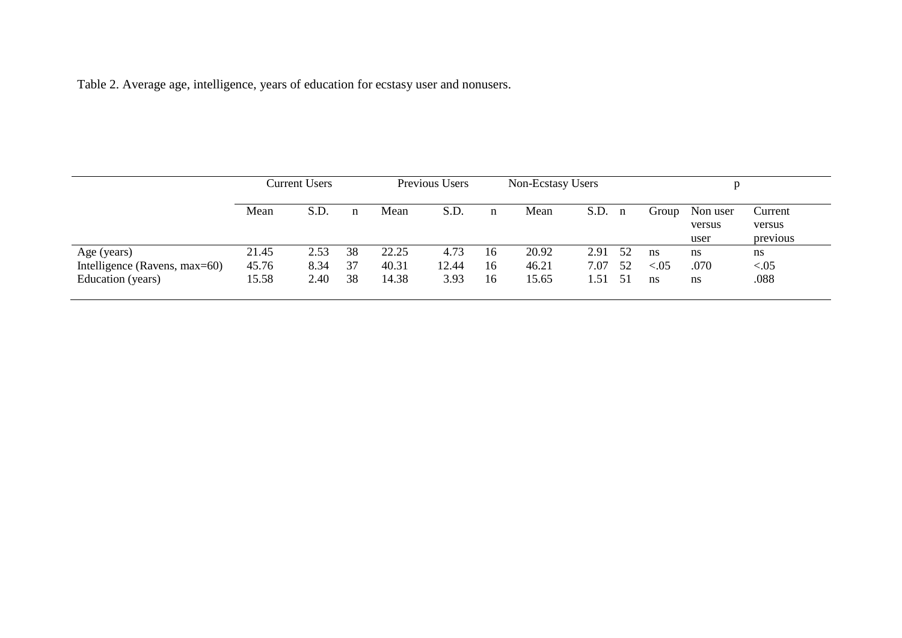Table 2. Average age, intelligence, years of education for ecstasy user and nonusers.

| | Current Users | | | Previous Users | | | Non-Ecstasy Users | | | p | | |
|---|---|---|---|---|---|---|---|---|---|---|---|---|
| | Mean | S.D. | n | Mean | S.D. | n | Mean | S.D. | n | Group | Non user versus user | Current versus previous |
| Age (years) | 21.45 | 2.53 | 38 | 22.25 | 4.73 | 16 | 20.92 | 2.91 | 52 | ns | ns | ns |
| Intelligence (Ravens, max=60) | 45.76 | 8.34 | 37 | 40.31 | 12.44 | 16 | 46.21 | 7.07 | 52 | <.05 | .070 | <.05 |
| Education (years) | 15.58 | 2.40 | 38 | 14.38 | 3.93 | 16 | 15.65 | 1.51 | 51 | ns | ns | .088 |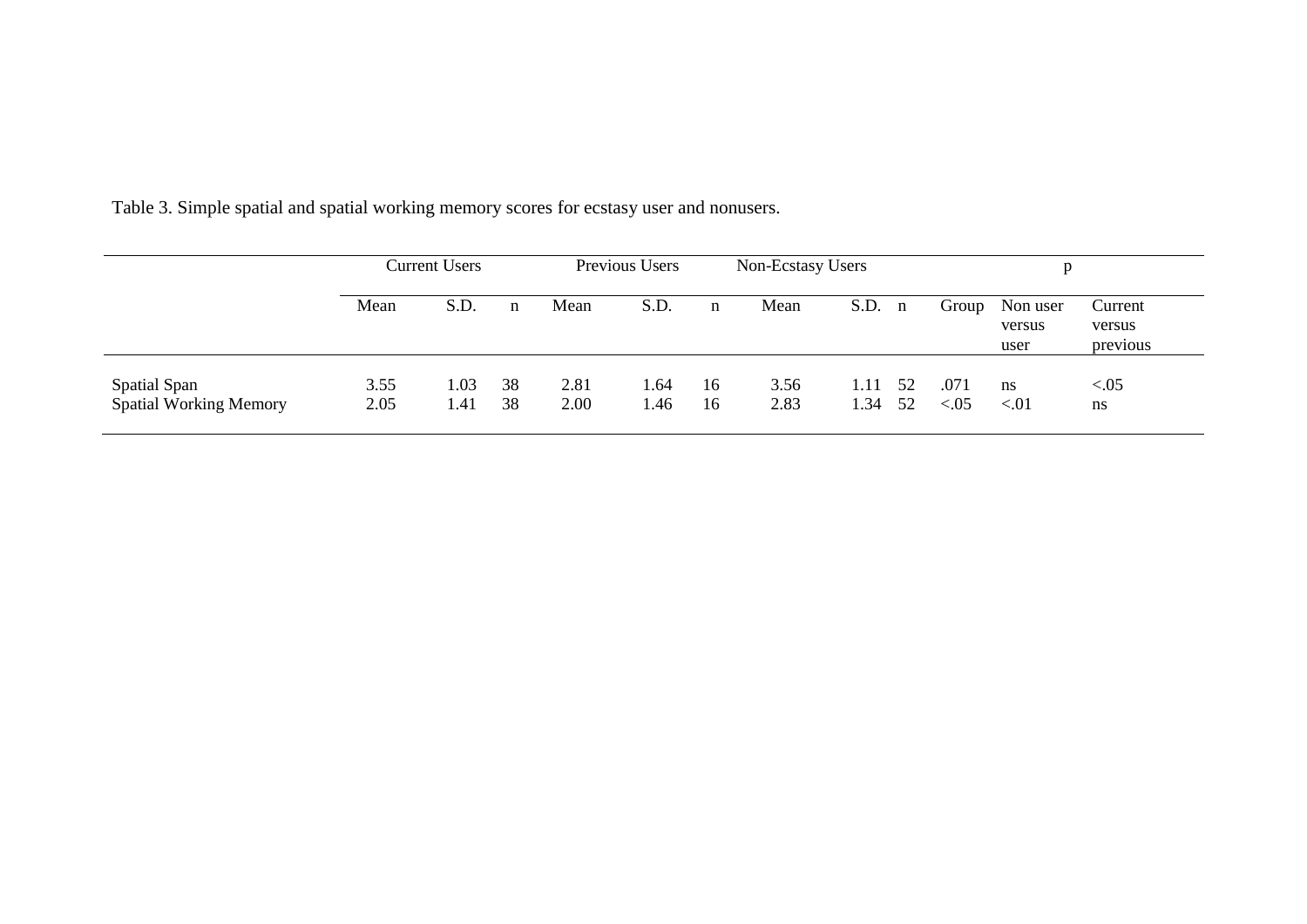Table 3. Simple spatial and spatial working memory scores for ecstasy user and nonusers.

| | Current Users | | | Previous Users | | | Non-Ecstasy Users | | | p | | |
|---|---|---|---|---|---|---|---|---|---|---|---|---|
| | Mean | S.D. | n | Mean | S.D. | n | Mean | S.D. | n | Group | Non user versus user | Current versus previous |
| Spatial Span | 3.55 | 1.03 | 38 | 2.81 | 1.64 | 16 | 3.56 | 1.11 | 52 | .071 | ns | <.05 |
| Spatial Working Memory | 2.05 | 1.41 | 38 | 2.00 | 1.46 | 16 | 2.83 | 1.34 | 52 | <.05 | <.01 | ns |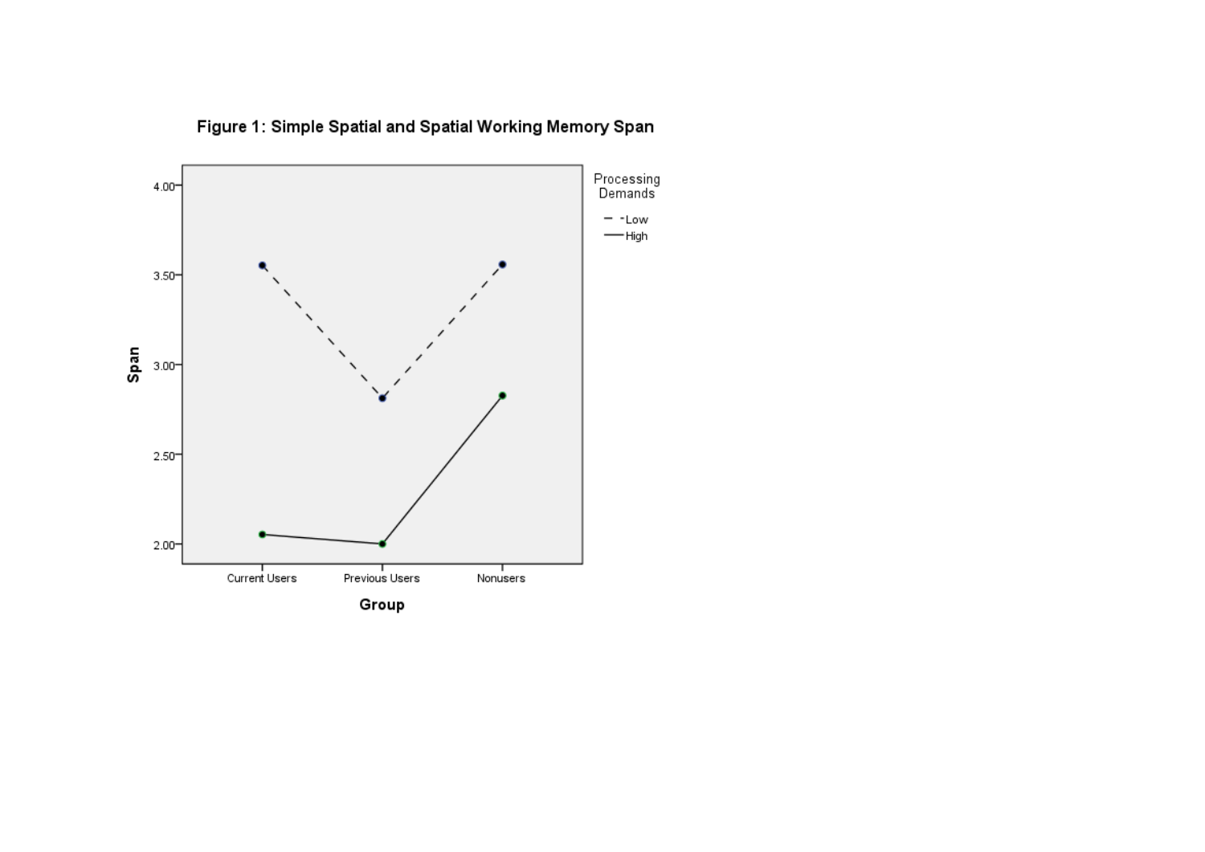Figure 1: Simple Spatial and Spatial Working Memory Span

Span

4.00
3.50
3.00
2.50
2.00

Current Users
Previous Users
Nonusers

Group

Processing Demands
Low
High